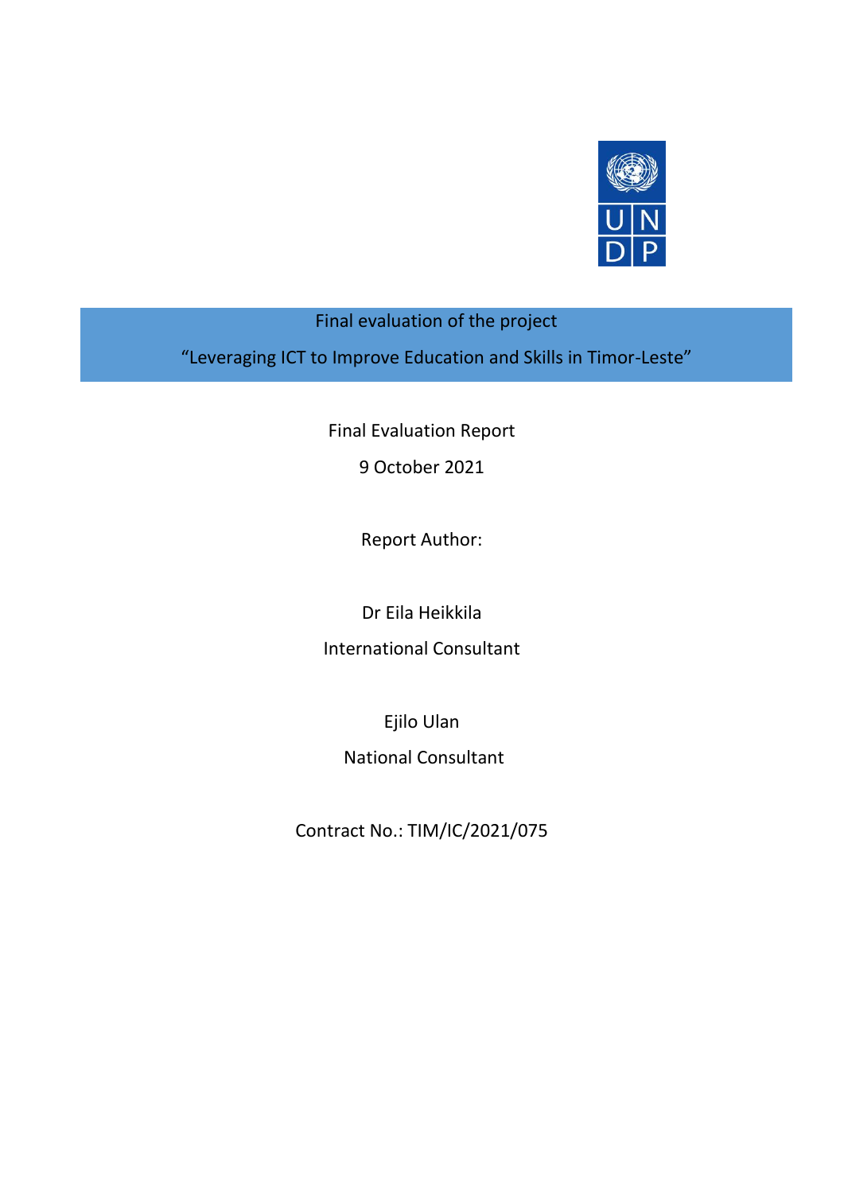# Final evaluation of the project

## "Leveraging ICT to Improve Education and Skills in Timor-Leste"

Final Evaluation Report

9 October 2021

Report Author:

Dr Eila Heikkila

International Consultant

Ejilo Ulan

National Consultant

Contract No.: TIM/IC/2021/075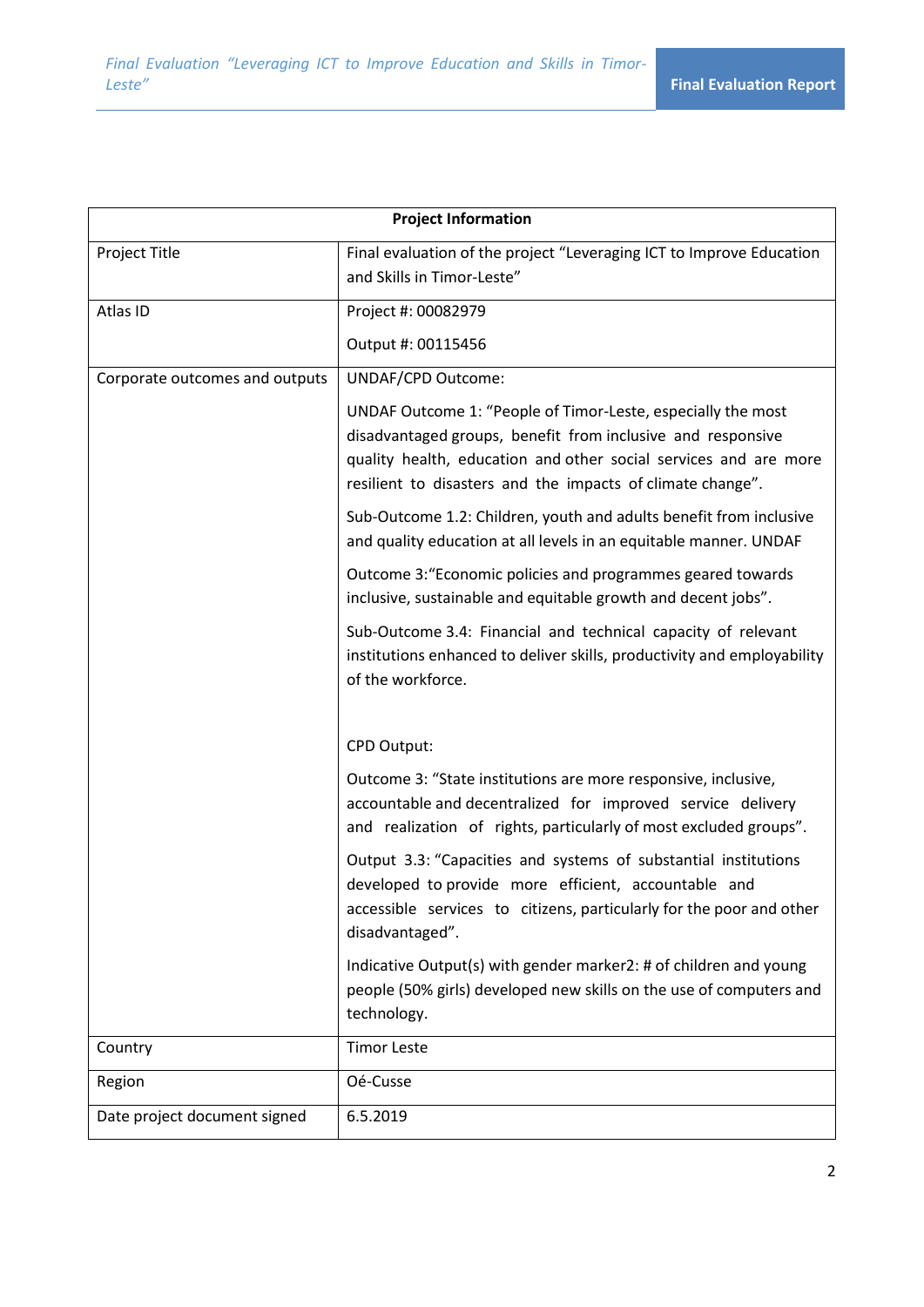| Project Information | |
|---|---|
| Project Title | Final evaluation of the project "Leveraging ICT to Improve Education and Skills in Timor-Leste" |
| Atlas ID | Project #: 00082979<br><br>Output #: 00115456 |
| Corporate outcomes and outputs | UNDAF/CPD Outcome:<br><br>UNDAF Outcome 1: "People of Timor-Leste, especially the most disadvantaged groups, benefit from inclusive and responsive quality health, education and other social services and are more resilient to disasters and the impacts of climate change".<br><br>Sub-Outcome 1.2: Children, youth and adults benefit from inclusive and quality education at all levels in an equitable manner. UNDAF<br><br>Outcome 3:"Economic policies and programmes geared towards inclusive, sustainable and equitable growth and decent jobs".<br><br>Sub-Outcome 3.4: Financial and technical capacity of relevant institutions enhanced to deliver skills, productivity and employability of the workforce.<br><br>CPD Output:<br><br>Outcome 3: "State institutions are more responsive, inclusive, accountable and decentralized for improved service delivery and realization of rights, particularly of most excluded groups".<br><br>Output 3.3: "Capacities and systems of substantial institutions developed to provide more efficient, accountable and accessible services to citizens, particularly for the poor and other disadvantaged".<br><br>Indicative Output(s) with gender marker2: # of children and young people (50% girls) developed new skills on the use of computers and technology. |
| Country | Timor Leste |
| Region | Oé-Cusse |
| Date project document signed | 6.5.2019 |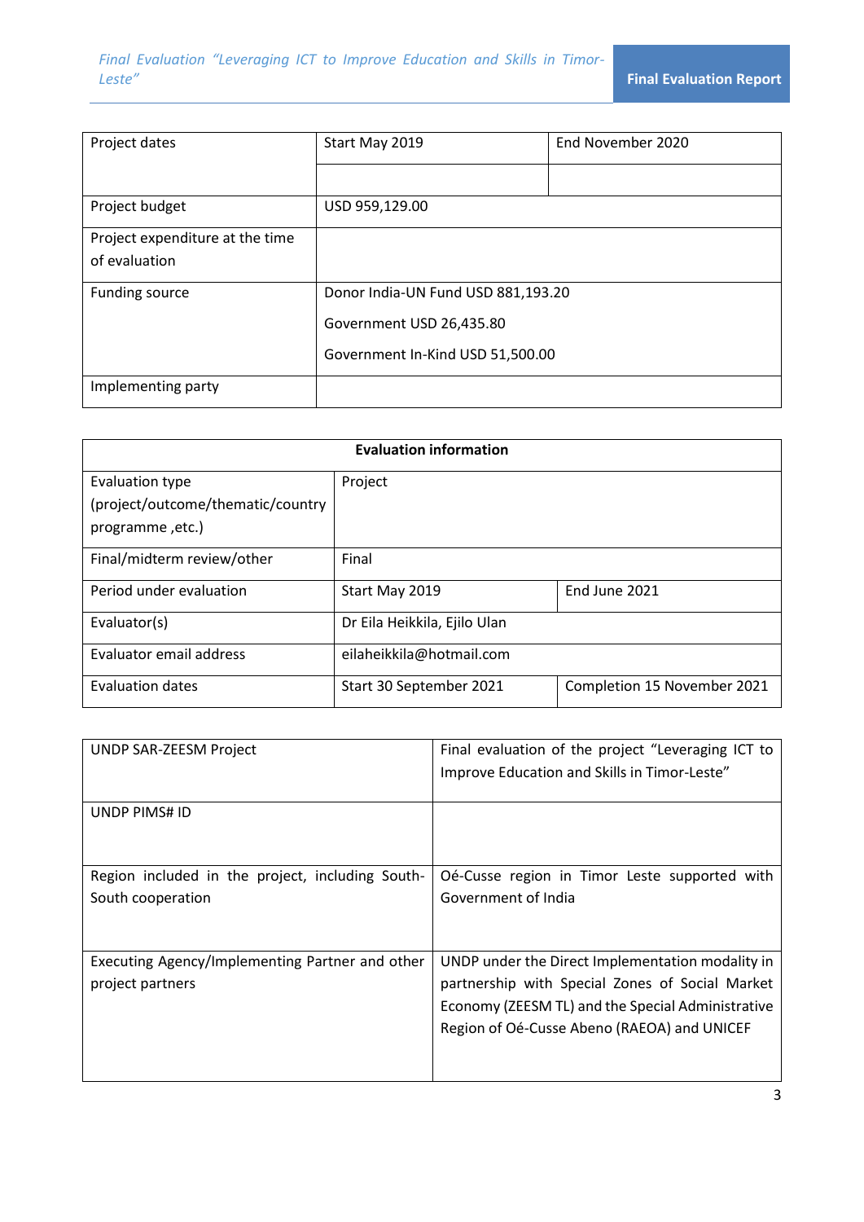| Project dates | Start May 2019 | End November 2020 |
|---|---|---|
| | | |
| Project budget | USD 959,129.00 | |
| Project expenditure at the time of evaluation | | |
| Funding source | Donor India-UN Fund USD 881,193.20<br>Government USD 26,435.80<br>Government In-Kind USD 51,500.00 | |
| Implementing party | | |

| Evaluation information | | |
|---|---|---|
| Evaluation type (project/outcome/thematic/country programme ,etc.) | Project | |
| Final/midterm review/other | Final | |
| Period under evaluation | Start May 2019 | End June 2021 |
| Evaluator(s) | Dr Eila Heikkila, Ejilo Ulan | |
| Evaluator email address | eilaheikkila@hotmail.com | |
| Evaluation dates | Start 30 September 2021 | Completion 15 November 2021 |

| UNDP SAR-ZEESM Project | Final evaluation of the project "Leveraging ICT to Improve Education and Skills in Timor-Leste" |
|---|---|
| UNDP PIMS# ID | |
| Region included in the project, including South-South cooperation | Oé-Cusse region in Timor Leste supported with Government of India |
| Executing Agency/Implementing Partner and other project partners | UNDP under the Direct Implementation modality in partnership with Special Zones of Social Market Economy (ZEESM TL) and the Special Administrative Region of Oé-Cusse Abeno (RAEOA) and UNICEF |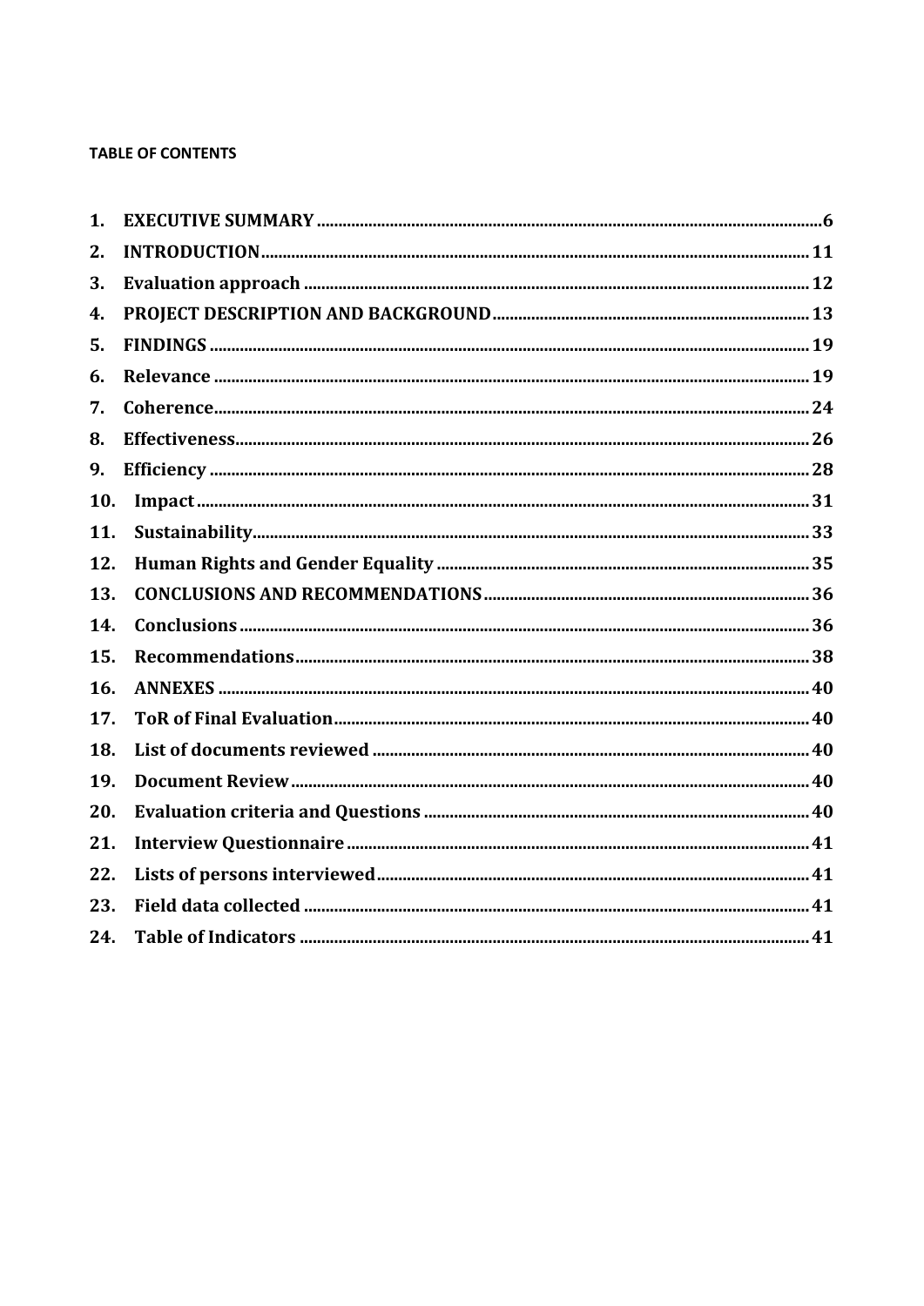**TABLE OF CONTENTS**

1. **EXECUTIVE SUMMARY** ..... 6
2. **INTRODUCTION** ..... 11
3. **Evaluation approach** ..... 12
4. **PROJECT DESCRIPTION AND BACKGROUND** ..... 13
5. **FINDINGS** ..... 19
6. **Relevance** ..... 19
7. **Coherence** ..... 24
8. **Effectiveness** ..... 26
9. **Efficiency** ..... 28
10. **Impact** ..... 31
11. **Sustainability** ..... 33
12. **Human Rights and Gender Equality** ..... 35
13. **CONCLUSIONS AND RECOMMENDATIONS** ..... 36
14. **Conclusions** ..... 36
15. **Recommendations** ..... 38
16. **ANNEXES** ..... 40
17. **ToR of Final Evaluation** ..... 40
18. **List of documents reviewed** ..... 40
19. **Document Review** ..... 40
20. **Evaluation criteria and Questions** ..... 40
21. **Interview Questionnaire** ..... 41
22. **Lists of persons interviewed** ..... 41
23. **Field data collected** ..... 41
24. **Table of Indicators** ..... 41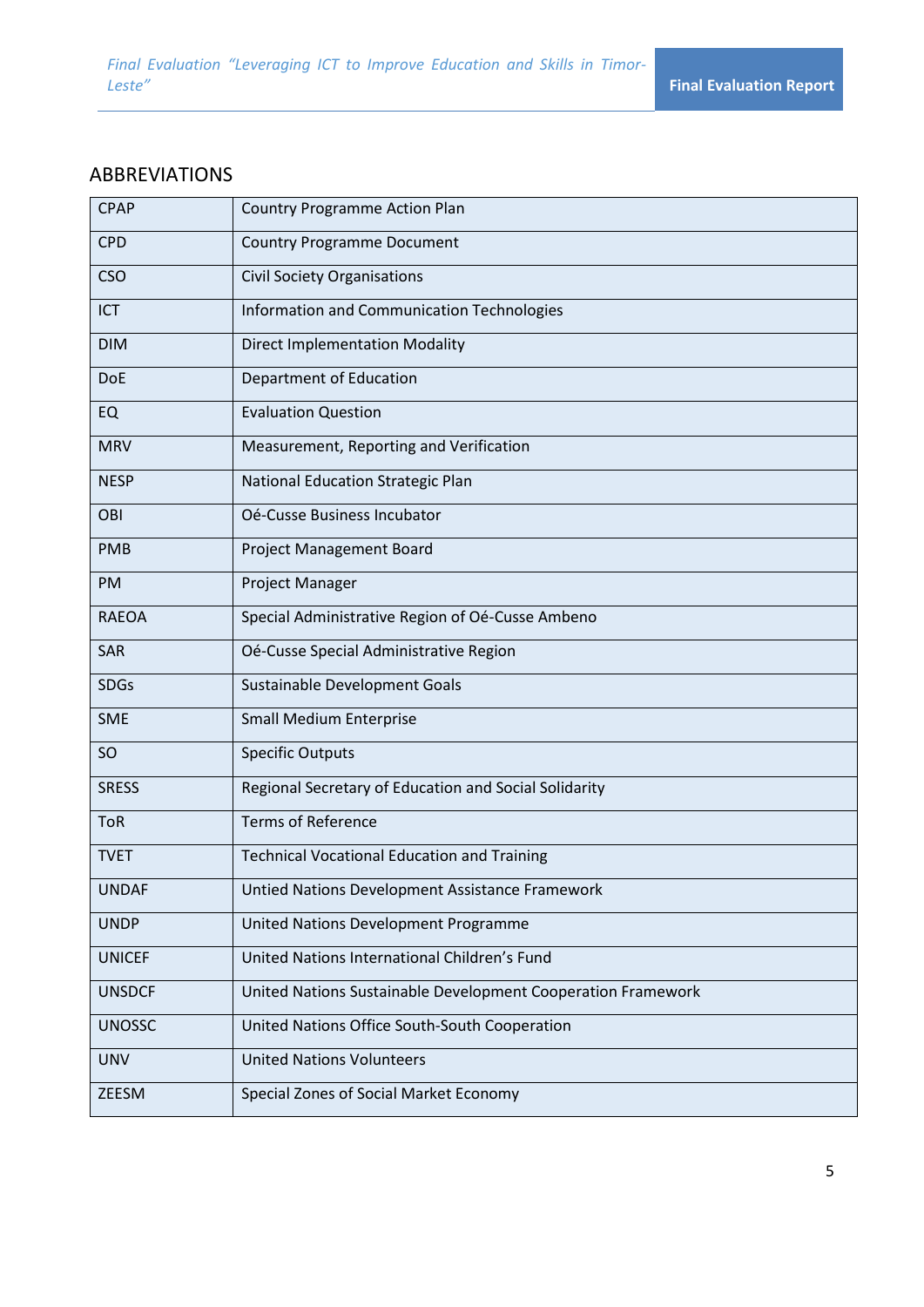## ABBREVIATIONS

| | |
|---|---|
| CPAP | Country Programme Action Plan |
| CPD | Country Programme Document |
| CSO | Civil Society Organisations |
| ICT | Information and Communication Technologies |
| DIM | Direct Implementation Modality |
| DoE | Department of Education |
| EQ | Evaluation Question |
| MRV | Measurement, Reporting and Verification |
| NESP | National Education Strategic Plan |
| OBI | Oé-Cusse Business Incubator |
| PMB | Project Management Board |
| PM | Project Manager |
| RAEOA | Special Administrative Region of Oé-Cusse Ambeno |
| SAR | Oé-Cusse Special Administrative Region |
| SDGs | Sustainable Development Goals |
| SME | Small Medium Enterprise |
| SO | Specific Outputs |
| SRESS | Regional Secretary of Education and Social Solidarity |
| ToR | Terms of Reference |
| TVET | Technical Vocational Education and Training |
| UNDAF | Untied Nations Development Assistance Framework |
| UNDP | United Nations Development Programme |
| UNICEF | United Nations International Children's Fund |
| UNSDCF | United Nations Sustainable Development Cooperation Framework |
| UNOSSC | United Nations Office South-South Cooperation |
| UNV | United Nations Volunteers |
| ZEESM | Special Zones of Social Market Economy |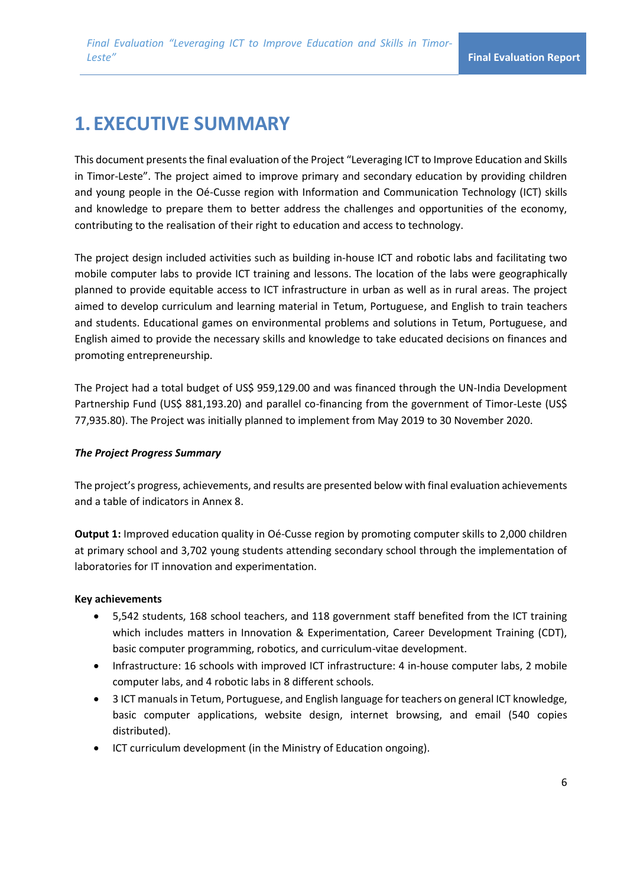# 1. EXECUTIVE SUMMARY

This document presents the final evaluation of the Project "Leveraging ICT to Improve Education and Skills in Timor-Leste". The project aimed to improve primary and secondary education by providing children and young people in the Oé-Cusse region with Information and Communication Technology (ICT) skills and knowledge to prepare them to better address the challenges and opportunities of the economy, contributing to the realisation of their right to education and access to technology.

The project design included activities such as building in-house ICT and robotic labs and facilitating two mobile computer labs to provide ICT training and lessons. The location of the labs were geographically planned to provide equitable access to ICT infrastructure in urban as well as in rural areas. The project aimed to develop curriculum and learning material in Tetum, Portuguese, and English to train teachers and students. Educational games on environmental problems and solutions in Tetum, Portuguese, and English aimed to provide the necessary skills and knowledge to take educated decisions on finances and promoting entrepreneurship.

The Project had a total budget of US$ 959,129.00 and was financed through the UN-India Development Partnership Fund (US$ 881,193.20) and parallel co-financing from the government of Timor-Leste (US$ 77,935.80). The Project was initially planned to implement from May 2019 to 30 November 2020.

***The Project Progress Summary***

The project's progress, achievements, and results are presented below with final evaluation achievements and a table of indicators in Annex 8.

**Output 1:** Improved education quality in Oé-Cusse region by promoting computer skills to 2,000 children at primary school and 3,702 young students attending secondary school through the implementation of laboratories for IT innovation and experimentation.

**Key achievements**

- 5,542 students, 168 school teachers, and 118 government staff benefited from the ICT training which includes matters in Innovation & Experimentation, Career Development Training (CDT), basic computer programming, robotics, and curriculum-vitae development.
- Infrastructure: 16 schools with improved ICT infrastructure: 4 in-house computer labs, 2 mobile computer labs, and 4 robotic labs in 8 different schools.
- 3 ICT manuals in Tetum, Portuguese, and English language for teachers on general ICT knowledge, basic computer applications, website design, internet browsing, and email (540 copies distributed).
- ICT curriculum development (in the Ministry of Education ongoing).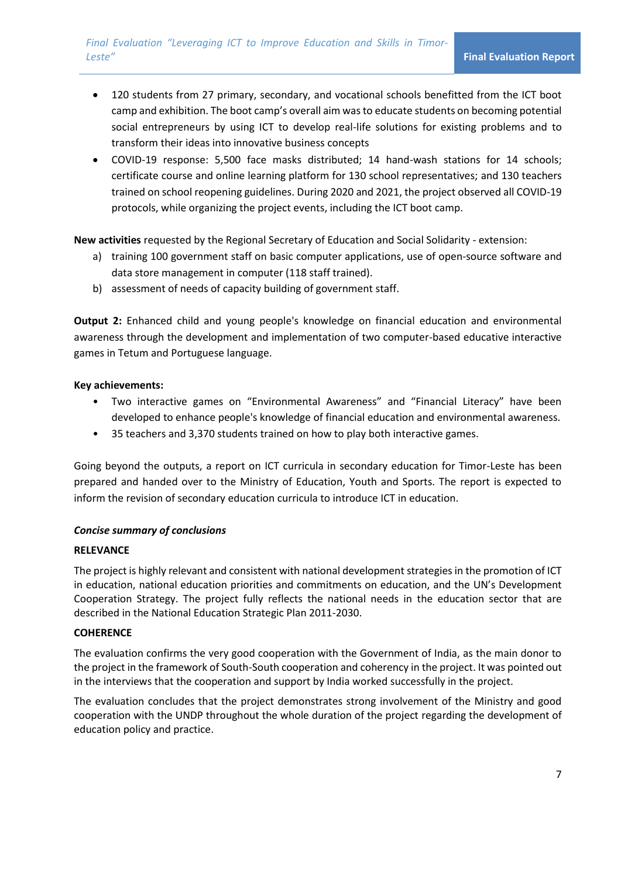- 120 students from 27 primary, secondary, and vocational schools benefitted from the ICT boot camp and exhibition. The boot camp's overall aim was to educate students on becoming potential social entrepreneurs by using ICT to develop real-life solutions for existing problems and to transform their ideas into innovative business concepts
- COVID-19 response: 5,500 face masks distributed; 14 hand-wash stations for 14 schools; certificate course and online learning platform for 130 school representatives; and 130 teachers trained on school reopening guidelines. During 2020 and 2021, the project observed all COVID-19 protocols, while organizing the project events, including the ICT boot camp.

**New activities** requested by the Regional Secretary of Education and Social Solidarity - extension:

a) training 100 government staff on basic computer applications, use of open-source software and data store management in computer (118 staff trained).
b) assessment of needs of capacity building of government staff.

**Output 2:** Enhanced child and young people's knowledge on financial education and environmental awareness through the development and implementation of two computer-based educative interactive games in Tetum and Portuguese language.

**Key achievements:**

- Two interactive games on "Environmental Awareness" and "Financial Literacy" have been developed to enhance people's knowledge of financial education and environmental awareness.
- 35 teachers and 3,370 students trained on how to play both interactive games.

Going beyond the outputs, a report on ICT curricula in secondary education for Timor-Leste has been prepared and handed over to the Ministry of Education, Youth and Sports. The report is expected to inform the revision of secondary education curricula to introduce ICT in education.

***Concise summary of conclusions***

**RELEVANCE**

The project is highly relevant and consistent with national development strategies in the promotion of ICT in education, national education priorities and commitments on education, and the UN's Development Cooperation Strategy. The project fully reflects the national needs in the education sector that are described in the National Education Strategic Plan 2011-2030.

**COHERENCE**

The evaluation confirms the very good cooperation with the Government of India, as the main donor to the project in the framework of South-South cooperation and coherency in the project. It was pointed out in the interviews that the cooperation and support by India worked successfully in the project.

The evaluation concludes that the project demonstrates strong involvement of the Ministry and good cooperation with the UNDP throughout the whole duration of the project regarding the development of education policy and practice.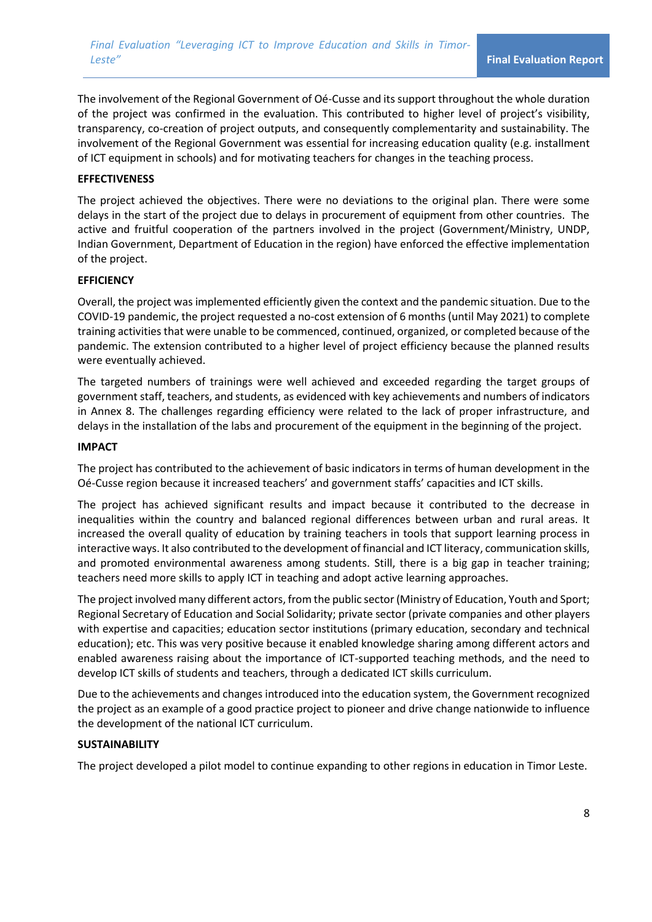The involvement of the Regional Government of Oé-Cusse and its support throughout the whole duration of the project was confirmed in the evaluation. This contributed to higher level of project's visibility, transparency, co-creation of project outputs, and consequently complementarity and sustainability. The involvement of the Regional Government was essential for increasing education quality (e.g. installment of ICT equipment in schools) and for motivating teachers for changes in the teaching process.

**EFFECTIVENESS**

The project achieved the objectives. There were no deviations to the original plan. There were some delays in the start of the project due to delays in procurement of equipment from other countries. The active and fruitful cooperation of the partners involved in the project (Government/Ministry, UNDP, Indian Government, Department of Education in the region) have enforced the effective implementation of the project.

**EFFICIENCY**

Overall, the project was implemented efficiently given the context and the pandemic situation. Due to the COVID-19 pandemic, the project requested a no-cost extension of 6 months (until May 2021) to complete training activities that were unable to be commenced, continued, organized, or completed because of the pandemic. The extension contributed to a higher level of project efficiency because the planned results were eventually achieved.

The targeted numbers of trainings were well achieved and exceeded regarding the target groups of government staff, teachers, and students, as evidenced with key achievements and numbers of indicators in Annex 8. The challenges regarding efficiency were related to the lack of proper infrastructure, and delays in the installation of the labs and procurement of the equipment in the beginning of the project.

**IMPACT**

The project has contributed to the achievement of basic indicators in terms of human development in the Oé-Cusse region because it increased teachers' and government staffs' capacities and ICT skills.

The project has achieved significant results and impact because it contributed to the decrease in inequalities within the country and balanced regional differences between urban and rural areas. It increased the overall quality of education by training teachers in tools that support learning process in interactive ways. It also contributed to the development of financial and ICT literacy, communication skills, and promoted environmental awareness among students. Still, there is a big gap in teacher training; teachers need more skills to apply ICT in teaching and adopt active learning approaches.

The project involved many different actors, from the public sector (Ministry of Education, Youth and Sport; Regional Secretary of Education and Social Solidarity; private sector (private companies and other players with expertise and capacities; education sector institutions (primary education, secondary and technical education); etc. This was very positive because it enabled knowledge sharing among different actors and enabled awareness raising about the importance of ICT-supported teaching methods, and the need to develop ICT skills of students and teachers, through a dedicated ICT skills curriculum.

Due to the achievements and changes introduced into the education system, the Government recognized the project as an example of a good practice project to pioneer and drive change nationwide to influence the development of the national ICT curriculum.

**SUSTAINABILITY**

The project developed a pilot model to continue expanding to other regions in education in Timor Leste.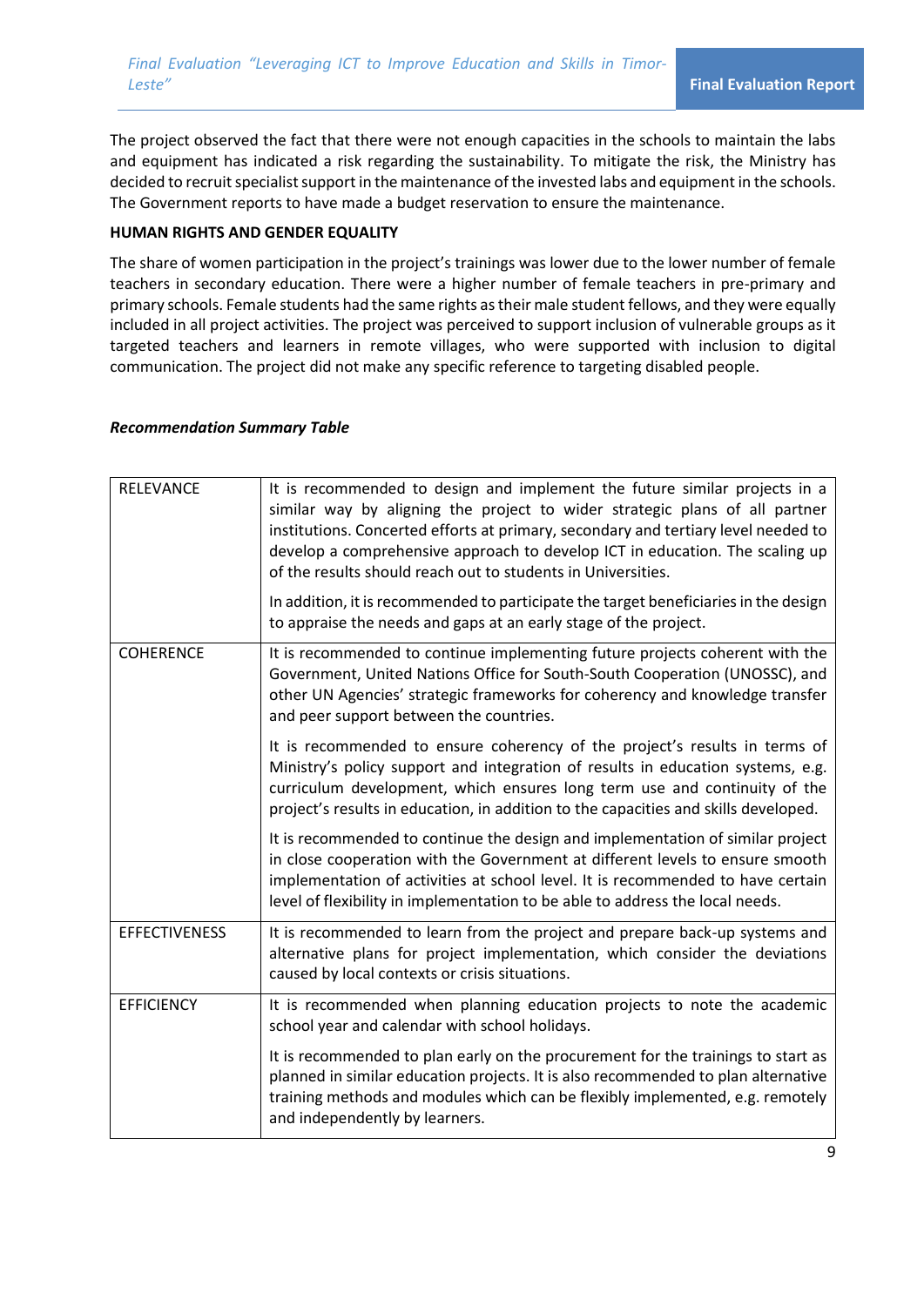The project observed the fact that there were not enough capacities in the schools to maintain the labs and equipment has indicated a risk regarding the sustainability. To mitigate the risk, the Ministry has decided to recruit specialist support in the maintenance of the invested labs and equipment in the schools. The Government reports to have made a budget reservation to ensure the maintenance.

**HUMAN RIGHTS AND GENDER EQUALITY**

The share of women participation in the project's trainings was lower due to the lower number of female teachers in secondary education. There were a higher number of female teachers in pre-primary and primary schools. Female students had the same rights as their male student fellows, and they were equally included in all project activities. The project was perceived to support inclusion of vulnerable groups as it targeted teachers and learners in remote villages, who were supported with inclusion to digital communication. The project did not make any specific reference to targeting disabled people.

***Recommendation Summary Table***

| | |
|---|---|
| RELEVANCE | It is recommended to design and implement the future similar projects in a similar way by aligning the project to wider strategic plans of all partner institutions. Concerted efforts at primary, secondary and tertiary level needed to develop a comprehensive approach to develop ICT in education. The scaling up of the results should reach out to students in Universities.<br><br>In addition, it is recommended to participate the target beneficiaries in the design to appraise the needs and gaps at an early stage of the project. |
| COHERENCE | It is recommended to continue implementing future projects coherent with the Government, United Nations Office for South-South Cooperation (UNOSSC), and other UN Agencies' strategic frameworks for coherency and knowledge transfer and peer support between the countries.<br><br>It is recommended to ensure coherency of the project's results in terms of Ministry's policy support and integration of results in education systems, e.g. curriculum development, which ensures long term use and continuity of the project's results in education, in addition to the capacities and skills developed.<br><br>It is recommended to continue the design and implementation of similar project in close cooperation with the Government at different levels to ensure smooth implementation of activities at school level. It is recommended to have certain level of flexibility in implementation to be able to address the local needs. |
| EFFECTIVENESS | It is recommended to learn from the project and prepare back-up systems and alternative plans for project implementation, which consider the deviations caused by local contexts or crisis situations. |
| EFFICIENCY | It is recommended when planning education projects to note the academic school year and calendar with school holidays.<br><br>It is recommended to plan early on the procurement for the trainings to start as planned in similar education projects. It is also recommended to plan alternative training methods and modules which can be flexibly implemented, e.g. remotely and independently by learners. |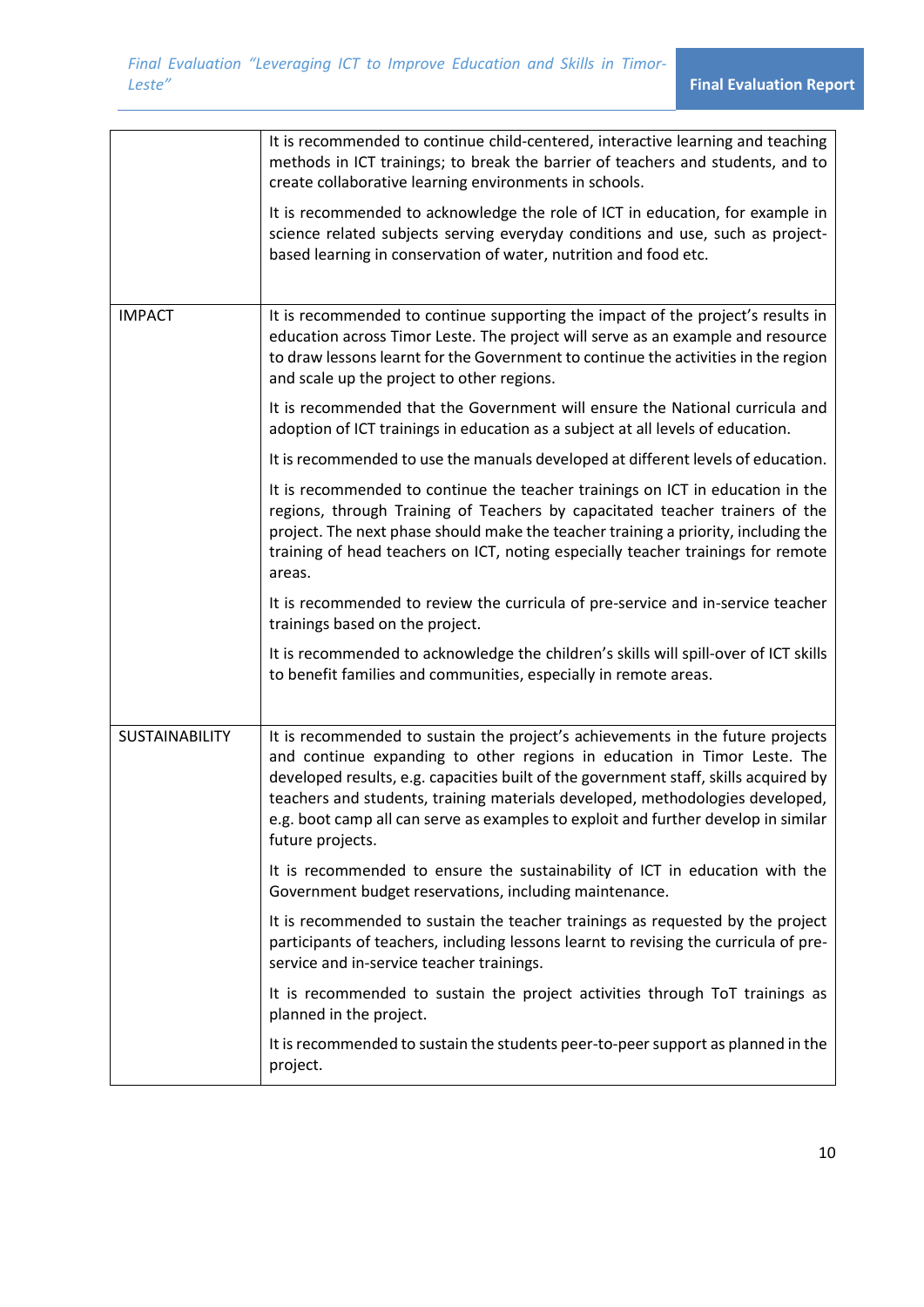|  |  |
|---|---|
|  | It is recommended to continue child-centered, interactive learning and teaching methods in ICT trainings; to break the barrier of teachers and students, and to create collaborative learning environments in schools.<br><br>It is recommended to acknowledge the role of ICT in education, for example in science related subjects serving everyday conditions and use, such as project-based learning in conservation of water, nutrition and food etc. |
| IMPACT | It is recommended to continue supporting the impact of the project's results in education across Timor Leste. The project will serve as an example and resource to draw lessons learnt for the Government to continue the activities in the region and scale up the project to other regions.<br><br>It is recommended that the Government will ensure the National curricula and adoption of ICT trainings in education as a subject at all levels of education.<br><br>It is recommended to use the manuals developed at different levels of education.<br><br>It is recommended to continue the teacher trainings on ICT in education in the regions, through Training of Teachers by capacitated teacher trainers of the project. The next phase should make the teacher training a priority, including the training of head teachers on ICT, noting especially teacher trainings for remote areas.<br><br>It is recommended to review the curricula of pre-service and in-service teacher trainings based on the project.<br><br>It is recommended to acknowledge the children's skills will spill-over of ICT skills to benefit families and communities, especially in remote areas. |
| SUSTAINABILITY | It is recommended to sustain the project's achievements in the future projects and continue expanding to other regions in education in Timor Leste. The developed results, e.g. capacities built of the government staff, skills acquired by teachers and students, training materials developed, methodologies developed, e.g. boot camp all can serve as examples to exploit and further develop in similar future projects.<br><br>It is recommended to ensure the sustainability of ICT in education with the Government budget reservations, including maintenance.<br><br>It is recommended to sustain the teacher trainings as requested by the project participants of teachers, including lessons learnt to revising the curricula of pre-service and in-service teacher trainings.<br><br>It is recommended to sustain the project activities through ToT trainings as planned in the project.<br><br>It is recommended to sustain the students peer-to-peer support as planned in the project. |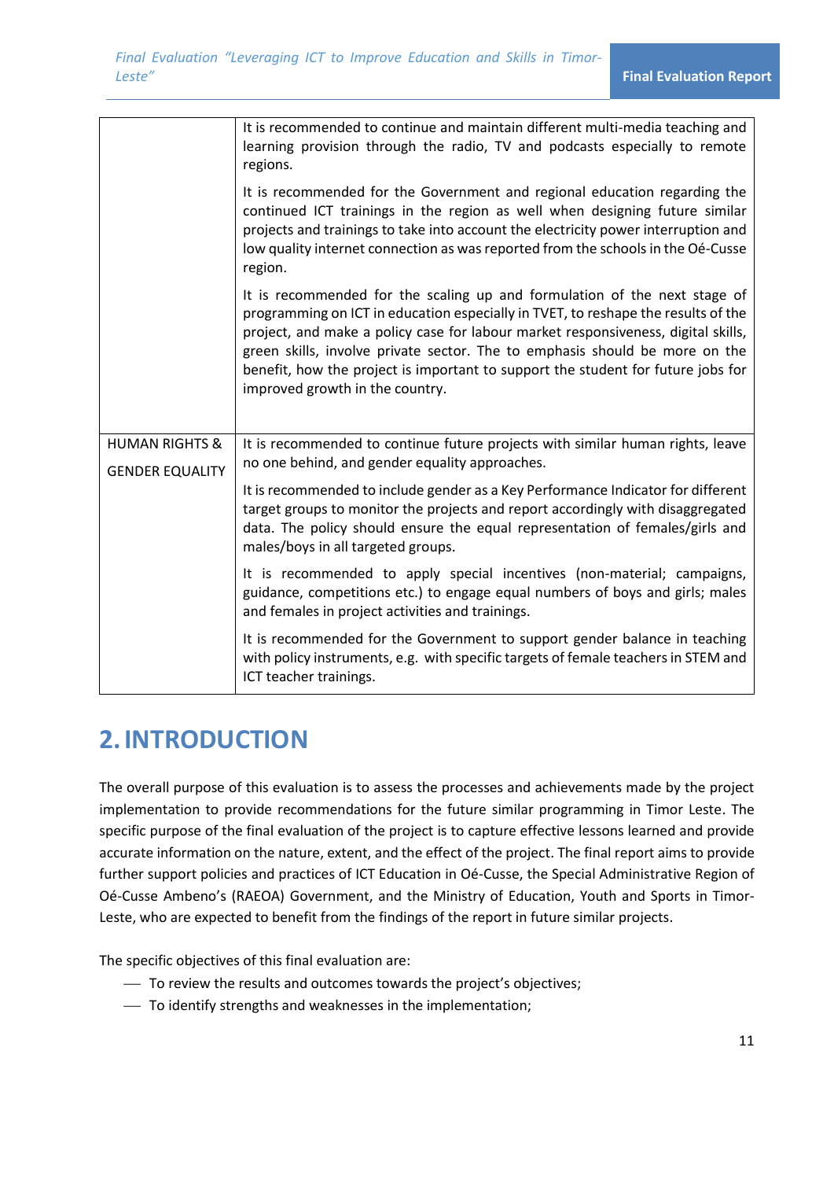| | |
|---|---|
| | It is recommended to continue and maintain different multi-media teaching and learning provision through the radio, TV and podcasts especially to remote regions.<br><br>It is recommended for the Government and regional education regarding the continued ICT trainings in the region as well when designing future similar projects and trainings to take into account the electricity power interruption and low quality internet connection as was reported from the schools in the Oé-Cusse region.<br><br>It is recommended for the scaling up and formulation of the next stage of programming on ICT in education especially in TVET, to reshape the results of the project, and make a policy case for labour market responsiveness, digital skills, green skills, involve private sector. The to emphasis should be more on the benefit, how the project is important to support the student for future jobs for improved growth in the country. |
| HUMAN RIGHTS & GENDER EQUALITY | It is recommended to continue future projects with similar human rights, leave no one behind, and gender equality approaches.<br><br>It is recommended to include gender as a Key Performance Indicator for different target groups to monitor the projects and report accordingly with disaggregated data. The policy should ensure the equal representation of females/girls and males/boys in all targeted groups.<br><br>It is recommended to apply special incentives (non-material; campaigns, guidance, competitions etc.) to engage equal numbers of boys and girls; males and females in project activities and trainings.<br><br>It is recommended for the Government to support gender balance in teaching with policy instruments, e.g. with specific targets of female teachers in STEM and ICT teacher trainings. |

# 2. INTRODUCTION

The overall purpose of this evaluation is to assess the processes and achievements made by the project implementation to provide recommendations for the future similar programming in Timor Leste. The specific purpose of the final evaluation of the project is to capture effective lessons learned and provide accurate information on the nature, extent, and the effect of the project. The final report aims to provide further support policies and practices of ICT Education in Oé-Cusse, the Special Administrative Region of Oé-Cusse Ambeno's (RAEOA) Government, and the Ministry of Education, Youth and Sports in Timor-Leste, who are expected to benefit from the findings of the report in future similar projects.

The specific objectives of this final evaluation are:

- To review the results and outcomes towards the project's objectives;
- To identify strengths and weaknesses in the implementation;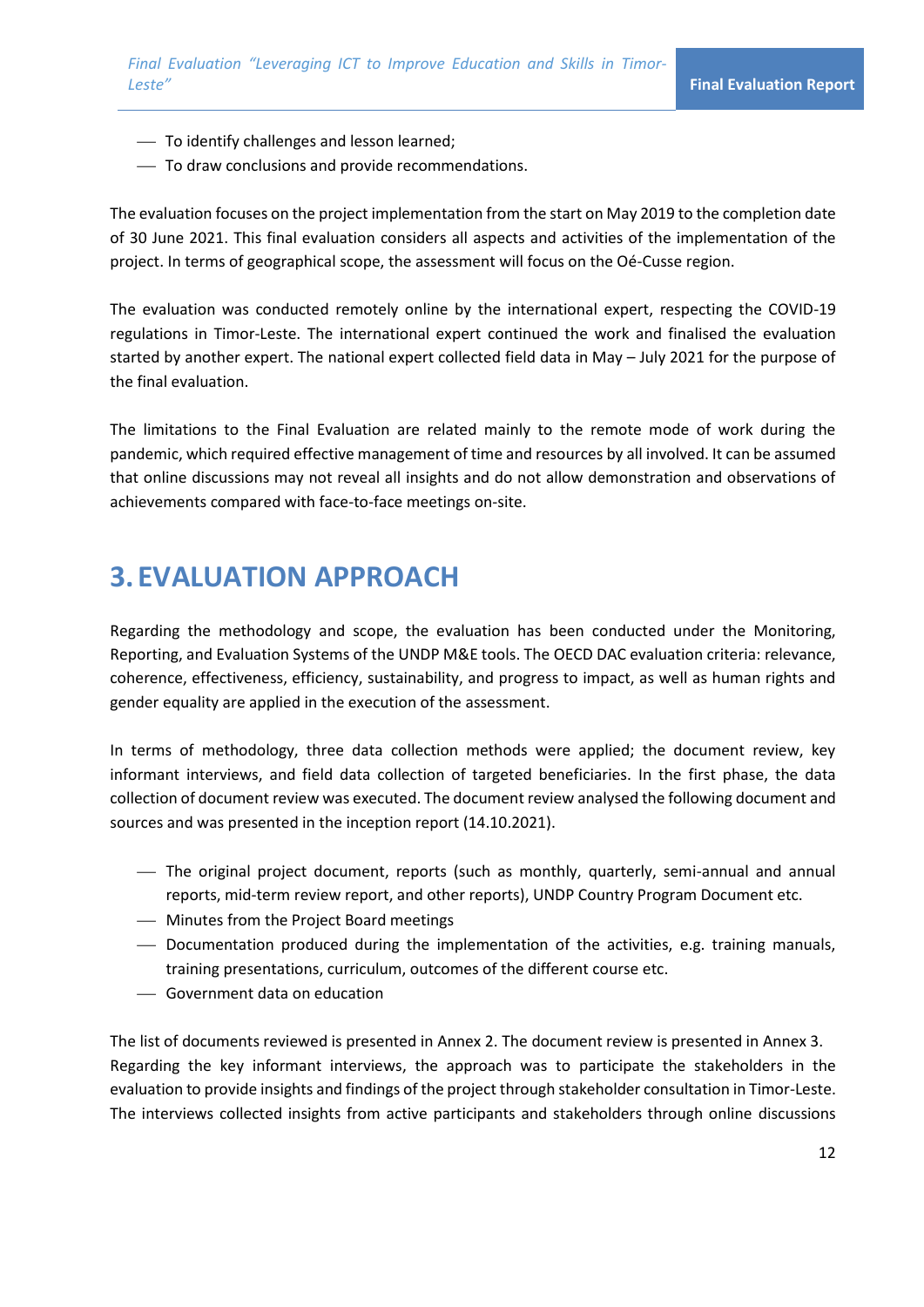- To identify challenges and lesson learned;
- To draw conclusions and provide recommendations.

The evaluation focuses on the project implementation from the start on May 2019 to the completion date of 30 June 2021. This final evaluation considers all aspects and activities of the implementation of the project. In terms of geographical scope, the assessment will focus on the Oé-Cusse region.

The evaluation was conducted remotely online by the international expert, respecting the COVID-19 regulations in Timor-Leste. The international expert continued the work and finalised the evaluation started by another expert. The national expert collected field data in May – July 2021 for the purpose of the final evaluation.

The limitations to the Final Evaluation are related mainly to the remote mode of work during the pandemic, which required effective management of time and resources by all involved. It can be assumed that online discussions may not reveal all insights and do not allow demonstration and observations of achievements compared with face-to-face meetings on-site.

# 3. EVALUATION APPROACH

Regarding the methodology and scope, the evaluation has been conducted under the Monitoring, Reporting, and Evaluation Systems of the UNDP M&E tools. The OECD DAC evaluation criteria: relevance, coherence, effectiveness, efficiency, sustainability, and progress to impact, as well as human rights and gender equality are applied in the execution of the assessment.

In terms of methodology, three data collection methods were applied; the document review, key informant interviews, and field data collection of targeted beneficiaries. In the first phase, the data collection of document review was executed. The document review analysed the following document and sources and was presented in the inception report (14.10.2021).

- The original project document, reports (such as monthly, quarterly, semi-annual and annual reports, mid-term review report, and other reports), UNDP Country Program Document etc.
- Minutes from the Project Board meetings
- Documentation produced during the implementation of the activities, e.g. training manuals, training presentations, curriculum, outcomes of the different course etc.
- Government data on education

The list of documents reviewed is presented in Annex 2. The document review is presented in Annex 3.
Regarding the key informant interviews, the approach was to participate the stakeholders in the evaluation to provide insights and findings of the project through stakeholder consultation in Timor-Leste. The interviews collected insights from active participants and stakeholders through online discussions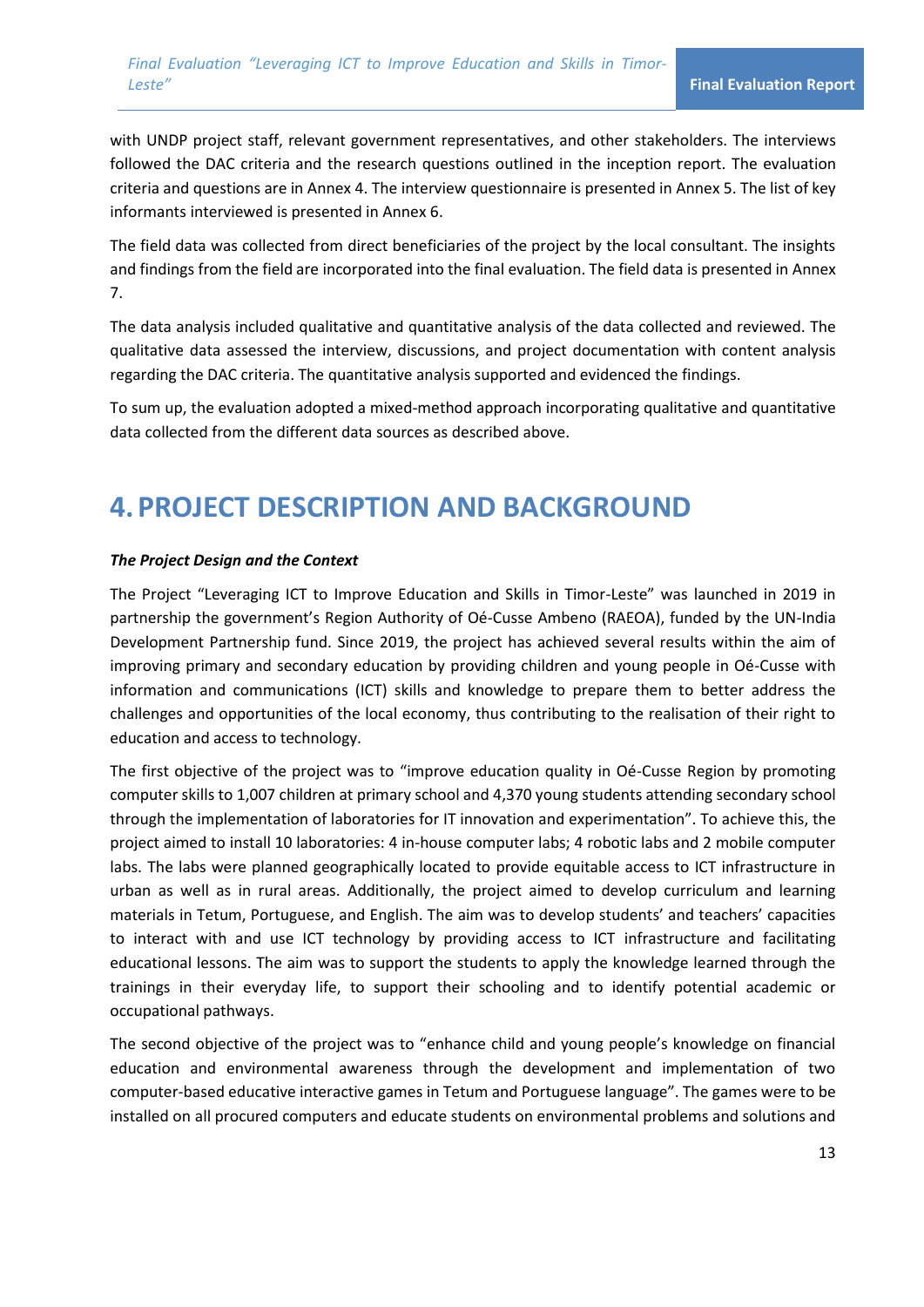with UNDP project staff, relevant government representatives, and other stakeholders. The interviews followed the DAC criteria and the research questions outlined in the inception report. The evaluation criteria and questions are in Annex 4. The interview questionnaire is presented in Annex 5. The list of key informants interviewed is presented in Annex 6.

The field data was collected from direct beneficiaries of the project by the local consultant. The insights and findings from the field are incorporated into the final evaluation. The field data is presented in Annex 7.

The data analysis included qualitative and quantitative analysis of the data collected and reviewed. The qualitative data assessed the interview, discussions, and project documentation with content analysis regarding the DAC criteria. The quantitative analysis supported and evidenced the findings.

To sum up, the evaluation adopted a mixed-method approach incorporating qualitative and quantitative data collected from the different data sources as described above.

# 4. PROJECT DESCRIPTION AND BACKGROUND

***The Project Design and the Context***

The Project "Leveraging ICT to Improve Education and Skills in Timor-Leste" was launched in 2019 in partnership the government's Region Authority of Oé-Cusse Ambeno (RAEOA), funded by the UN-India Development Partnership fund. Since 2019, the project has achieved several results within the aim of improving primary and secondary education by providing children and young people in Oé-Cusse with information and communications (ICT) skills and knowledge to prepare them to better address the challenges and opportunities of the local economy, thus contributing to the realisation of their right to education and access to technology.

The first objective of the project was to "improve education quality in Oé-Cusse Region by promoting computer skills to 1,007 children at primary school and 4,370 young students attending secondary school through the implementation of laboratories for IT innovation and experimentation". To achieve this, the project aimed to install 10 laboratories: 4 in-house computer labs; 4 robotic labs and 2 mobile computer labs. The labs were planned geographically located to provide equitable access to ICT infrastructure in urban as well as in rural areas. Additionally, the project aimed to develop curriculum and learning materials in Tetum, Portuguese, and English. The aim was to develop students' and teachers' capacities to interact with and use ICT technology by providing access to ICT infrastructure and facilitating educational lessons. The aim was to support the students to apply the knowledge learned through the trainings in their everyday life, to support their schooling and to identify potential academic or occupational pathways.

The second objective of the project was to "enhance child and young people's knowledge on financial education and environmental awareness through the development and implementation of two computer-based educative interactive games in Tetum and Portuguese language". The games were to be installed on all procured computers and educate students on environmental problems and solutions and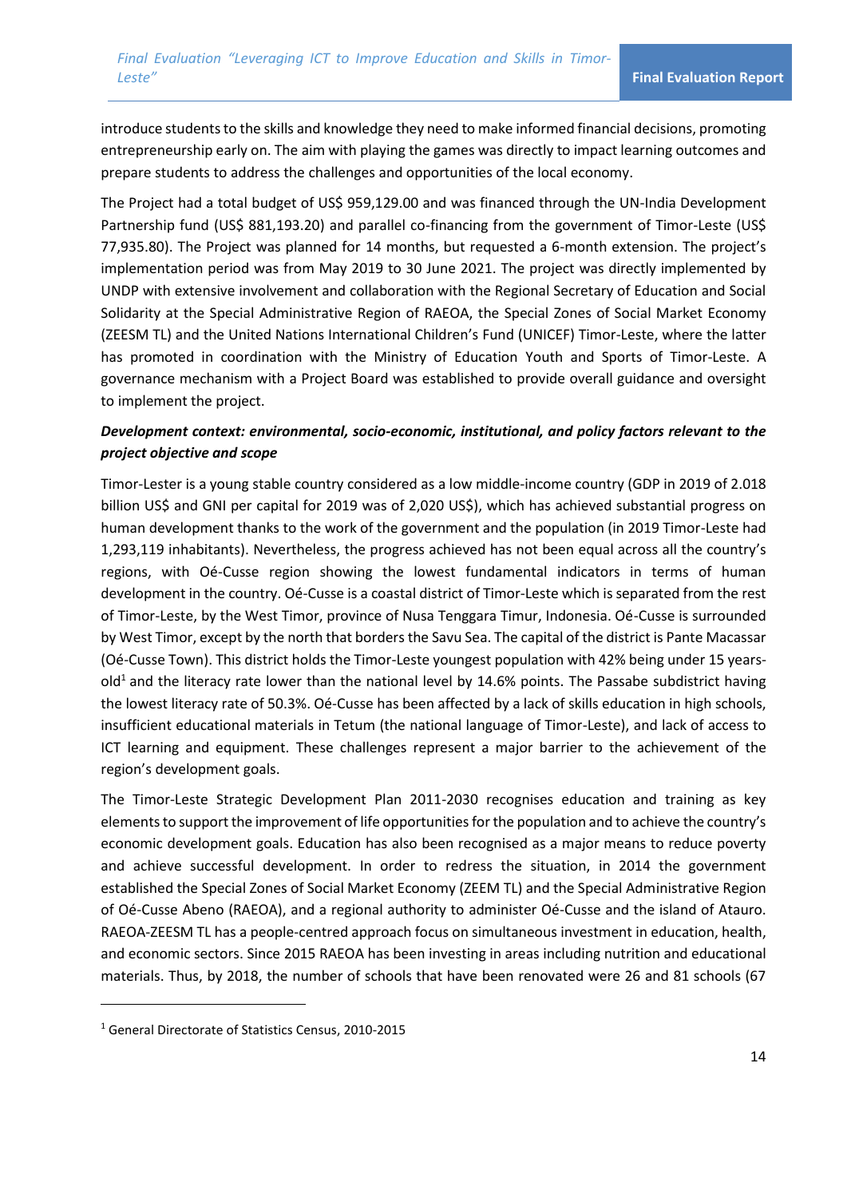introduce students to the skills and knowledge they need to make informed financial decisions, promoting entrepreneurship early on. The aim with playing the games was directly to impact learning outcomes and prepare students to address the challenges and opportunities of the local economy.

The Project had a total budget of US$ 959,129.00 and was financed through the UN-India Development Partnership fund (US$ 881,193.20) and parallel co-financing from the government of Timor-Leste (US$ 77,935.80). The Project was planned for 14 months, but requested a 6-month extension. The project's implementation period was from May 2019 to 30 June 2021. The project was directly implemented by UNDP with extensive involvement and collaboration with the Regional Secretary of Education and Social Solidarity at the Special Administrative Region of RAEOA, the Special Zones of Social Market Economy (ZEESM TL) and the United Nations International Children's Fund (UNICEF) Timor-Leste, where the latter has promoted in coordination with the Ministry of Education Youth and Sports of Timor-Leste. A governance mechanism with a Project Board was established to provide overall guidance and oversight to implement the project.

***Development context: environmental, socio-economic, institutional, and policy factors relevant to the project objective and scope***

Timor-Lester is a young stable country considered as a low middle-income country (GDP in 2019 of 2.018 billion US$ and GNI per capital for 2019 was of 2,020 US$), which has achieved substantial progress on human development thanks to the work of the government and the population (in 2019 Timor-Leste had 1,293,119 inhabitants). Nevertheless, the progress achieved has not been equal across all the country's regions, with Oé-Cusse region showing the lowest fundamental indicators in terms of human development in the country. Oé-Cusse is a coastal district of Timor-Leste which is separated from the rest of Timor-Leste, by the West Timor, province of Nusa Tenggara Timur, Indonesia. Oé-Cusse is surrounded by West Timor, except by the north that borders the Savu Sea. The capital of the district is Pante Macassar (Oé-Cusse Town). This district holds the Timor-Leste youngest population with 42% being under 15 years-old[1] and the literacy rate lower than the national level by 14.6% points. The Passabe subdistrict having the lowest literacy rate of 50.3%. Oé-Cusse has been affected by a lack of skills education in high schools, insufficient educational materials in Tetum (the national language of Timor-Leste), and lack of access to ICT learning and equipment. These challenges represent a major barrier to the achievement of the region's development goals.

The Timor-Leste Strategic Development Plan 2011-2030 recognises education and training as key elements to support the improvement of life opportunities for the population and to achieve the country's economic development goals. Education has also been recognised as a major means to reduce poverty and achieve successful development. In order to redress the situation, in 2014 the government established the Special Zones of Social Market Economy (ZEEM TL) and the Special Administrative Region of Oé-Cusse Abeno (RAEOA), and a regional authority to administer Oé-Cusse and the island of Atauro. RAEOA-ZEESM TL has a people-centred approach focus on simultaneous investment in education, health, and economic sectors. Since 2015 RAEOA has been investing in areas including nutrition and educational materials. Thus, by 2018, the number of schools that have been renovated were 26 and 81 schools (67

[1] General Directorate of Statistics Census, 2010-2015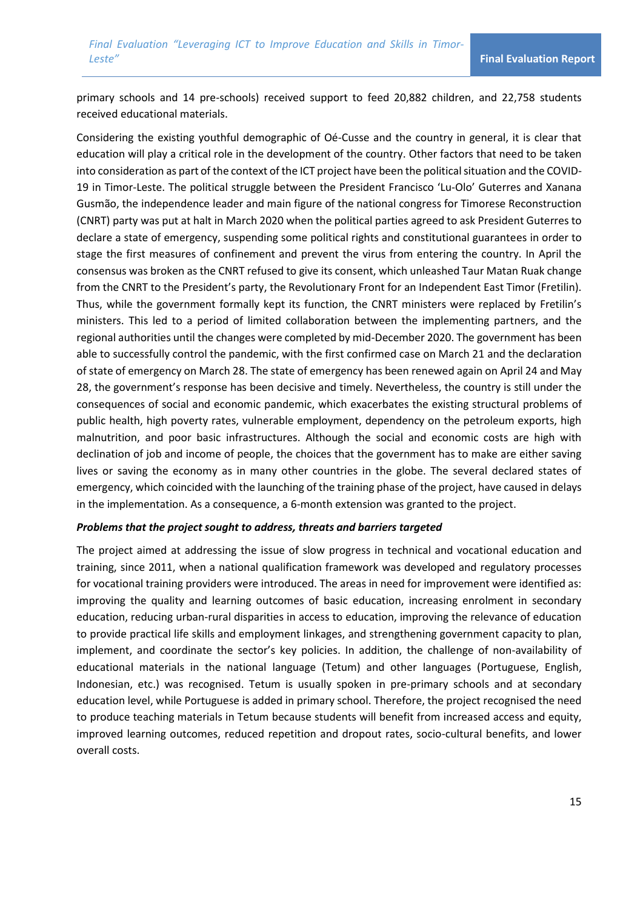primary schools and 14 pre-schools) received support to feed 20,882 children, and 22,758 students received educational materials.

Considering the existing youthful demographic of Oé-Cusse and the country in general, it is clear that education will play a critical role in the development of the country. Other factors that need to be taken into consideration as part of the context of the ICT project have been the political situation and the COVID-19 in Timor-Leste. The political struggle between the President Francisco 'Lu-Olo' Guterres and Xanana Gusmão, the independence leader and main figure of the national congress for Timorese Reconstruction (CNRT) party was put at halt in March 2020 when the political parties agreed to ask President Guterres to declare a state of emergency, suspending some political rights and constitutional guarantees in order to stage the first measures of confinement and prevent the virus from entering the country. In April the consensus was broken as the CNRT refused to give its consent, which unleashed Taur Matan Ruak change from the CNRT to the President's party, the Revolutionary Front for an Independent East Timor (Fretilin). Thus, while the government formally kept its function, the CNRT ministers were replaced by Fretilin's ministers. This led to a period of limited collaboration between the implementing partners, and the regional authorities until the changes were completed by mid-December 2020. The government has been able to successfully control the pandemic, with the first confirmed case on March 21 and the declaration of state of emergency on March 28. The state of emergency has been renewed again on April 24 and May 28, the government's response has been decisive and timely. Nevertheless, the country is still under the consequences of social and economic pandemic, which exacerbates the existing structural problems of public health, high poverty rates, vulnerable employment, dependency on the petroleum exports, high malnutrition, and poor basic infrastructures. Although the social and economic costs are high with declination of job and income of people, the choices that the government has to make are either saving lives or saving the economy as in many other countries in the globe. The several declared states of emergency, which coincided with the launching of the training phase of the project, have caused in delays in the implementation. As a consequence, a 6-month extension was granted to the project.

***Problems that the project sought to address, threats and barriers targeted***

The project aimed at addressing the issue of slow progress in technical and vocational education and training, since 2011, when a national qualification framework was developed and regulatory processes for vocational training providers were introduced. The areas in need for improvement were identified as: improving the quality and learning outcomes of basic education, increasing enrolment in secondary education, reducing urban-rural disparities in access to education, improving the relevance of education to provide practical life skills and employment linkages, and strengthening government capacity to plan, implement, and coordinate the sector's key policies. In addition, the challenge of non-availability of educational materials in the national language (Tetum) and other languages (Portuguese, English, Indonesian, etc.) was recognised. Tetum is usually spoken in pre-primary schools and at secondary education level, while Portuguese is added in primary school. Therefore, the project recognised the need to produce teaching materials in Tetum because students will benefit from increased access and equity, improved learning outcomes, reduced repetition and dropout rates, socio-cultural benefits, and lower overall costs.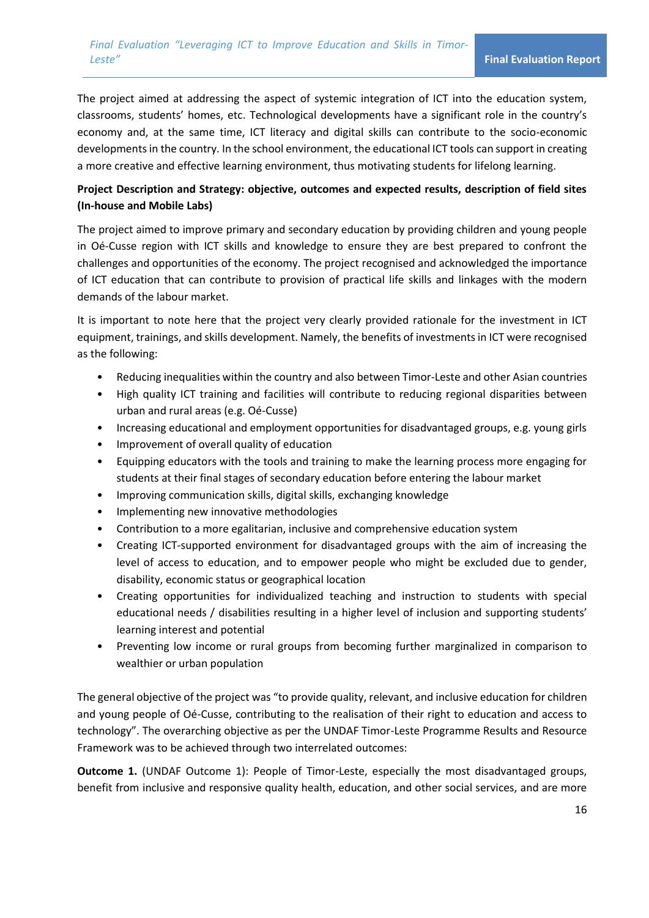The project aimed at addressing the aspect of systemic integration of ICT into the education system, classrooms, students' homes, etc. Technological developments have a significant role in the country's economy and, at the same time, ICT literacy and digital skills can contribute to the socio-economic developments in the country. In the school environment, the educational ICT tools can support in creating a more creative and effective learning environment, thus motivating students for lifelong learning.

**Project Description and Strategy: objective, outcomes and expected results, description of field sites (In-house and Mobile Labs)**

The project aimed to improve primary and secondary education by providing children and young people in Oé-Cusse region with ICT skills and knowledge to ensure they are best prepared to confront the challenges and opportunities of the economy. The project recognised and acknowledged the importance of ICT education that can contribute to provision of practical life skills and linkages with the modern demands of the labour market.

It is important to note here that the project very clearly provided rationale for the investment in ICT equipment, trainings, and skills development. Namely, the benefits of investments in ICT were recognised as the following:

- Reducing inequalities within the country and also between Timor-Leste and other Asian countries
- High quality ICT training and facilities will contribute to reducing regional disparities between urban and rural areas (e.g. Oé-Cusse)
- Increasing educational and employment opportunities for disadvantaged groups, e.g. young girls
- Improvement of overall quality of education
- Equipping educators with the tools and training to make the learning process more engaging for students at their final stages of secondary education before entering the labour market
- Improving communication skills, digital skills, exchanging knowledge
- Implementing new innovative methodologies
- Contribution to a more egalitarian, inclusive and comprehensive education system
- Creating ICT-supported environment for disadvantaged groups with the aim of increasing the level of access to education, and to empower people who might be excluded due to gender, disability, economic status or geographical location
- Creating opportunities for individualized teaching and instruction to students with special educational needs / disabilities resulting in a higher level of inclusion and supporting students' learning interest and potential
- Preventing low income or rural groups from becoming further marginalized in comparison to wealthier or urban population

The general objective of the project was "to provide quality, relevant, and inclusive education for children and young people of Oé-Cusse, contributing to the realisation of their right to education and access to technology". The overarching objective as per the UNDAF Timor-Leste Programme Results and Resource Framework was to be achieved through two interrelated outcomes:

**Outcome 1.** (UNDAF Outcome 1): People of Timor-Leste, especially the most disadvantaged groups, benefit from inclusive and responsive quality health, education, and other social services, and are more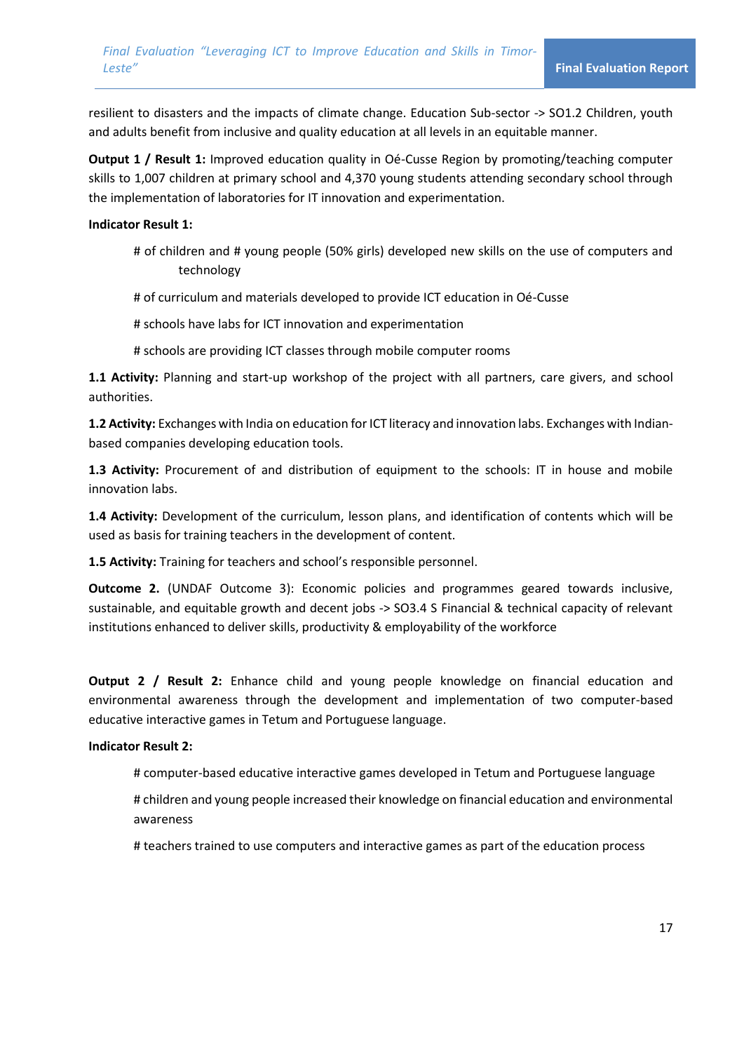resilient to disasters and the impacts of climate change. Education Sub-sector -> SO1.2 Children, youth and adults benefit from inclusive and quality education at all levels in an equitable manner.

**Output 1 / Result 1:** Improved education quality in Oé-Cusse Region by promoting/teaching computer skills to 1,007 children at primary school and 4,370 young students attending secondary school through the implementation of laboratories for IT innovation and experimentation.

**Indicator Result 1:**

- # of children and # young people (50% girls) developed new skills on the use of computers and technology
- # of curriculum and materials developed to provide ICT education in Oé-Cusse
- # schools have labs for ICT innovation and experimentation
- # schools are providing ICT classes through mobile computer rooms

**1.1 Activity:** Planning and start-up workshop of the project with all partners, care givers, and school authorities.

**1.2 Activity:** Exchanges with India on education for ICT literacy and innovation labs. Exchanges with Indian-based companies developing education tools.

**1.3 Activity:** Procurement of and distribution of equipment to the schools: IT in house and mobile innovation labs.

**1.4 Activity:** Development of the curriculum, lesson plans, and identification of contents which will be used as basis for training teachers in the development of content.

**1.5 Activity:** Training for teachers and school's responsible personnel.

**Outcome 2.** (UNDAF Outcome 3): Economic policies and programmes geared towards inclusive, sustainable, and equitable growth and decent jobs -> SO3.4 S Financial & technical capacity of relevant institutions enhanced to deliver skills, productivity & employability of the workforce

**Output 2 / Result 2:** Enhance child and young people knowledge on financial education and environmental awareness through the development and implementation of two computer-based educative interactive games in Tetum and Portuguese language.

**Indicator Result 2:**

- # computer-based educative interactive games developed in Tetum and Portuguese language
- # children and young people increased their knowledge on financial education and environmental awareness
- # teachers trained to use computers and interactive games as part of the education process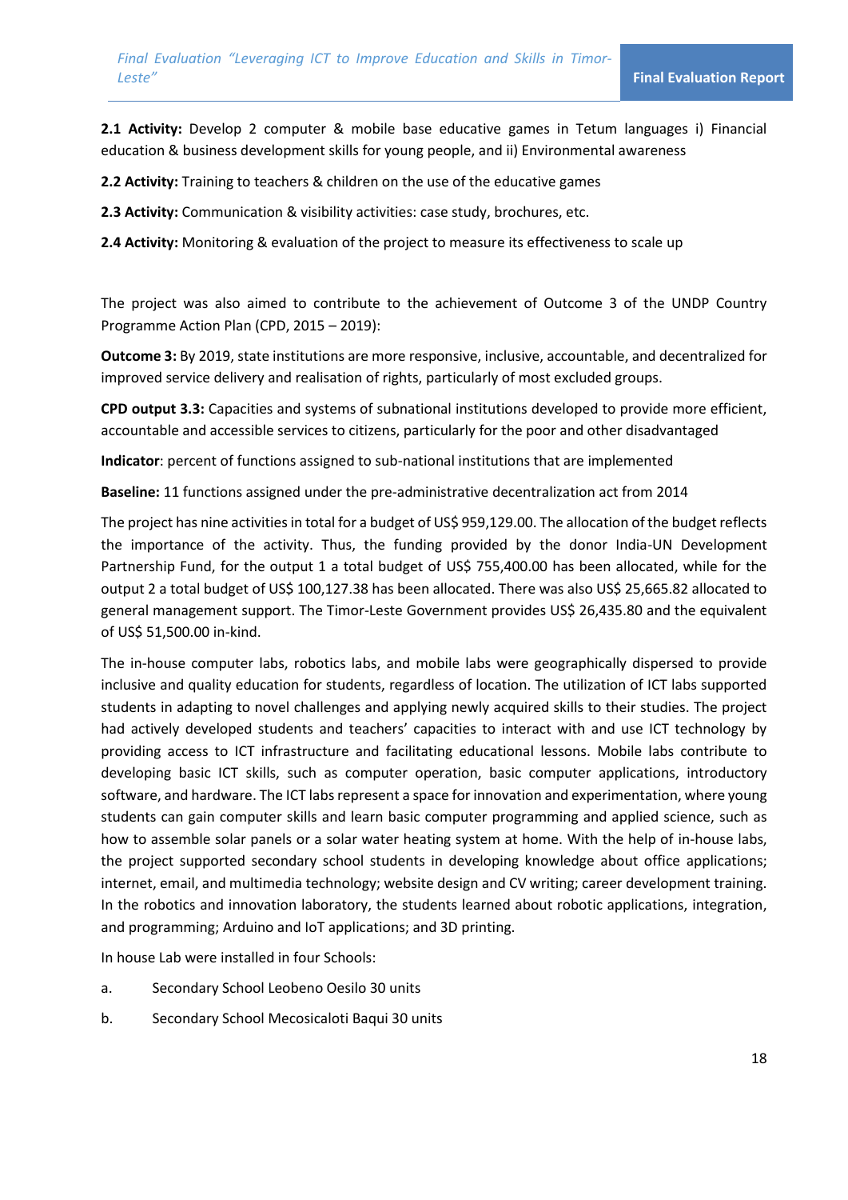**2.1 Activity:** Develop 2 computer & mobile base educative games in Tetum languages i) Financial education & business development skills for young people, and ii) Environmental awareness

**2.2 Activity:** Training to teachers & children on the use of the educative games

**2.3 Activity:** Communication & visibility activities: case study, brochures, etc.

**2.4 Activity:** Monitoring & evaluation of the project to measure its effectiveness to scale up

The project was also aimed to contribute to the achievement of Outcome 3 of the UNDP Country Programme Action Plan (CPD, 2015 – 2019):

**Outcome 3:** By 2019, state institutions are more responsive, inclusive, accountable, and decentralized for improved service delivery and realisation of rights, particularly of most excluded groups.

**CPD output 3.3:** Capacities and systems of subnational institutions developed to provide more efficient, accountable and accessible services to citizens, particularly for the poor and other disadvantaged

**Indicator**: percent of functions assigned to sub-national institutions that are implemented

**Baseline:** 11 functions assigned under the pre-administrative decentralization act from 2014

The project has nine activities in total for a budget of US$ 959,129.00. The allocation of the budget reflects the importance of the activity. Thus, the funding provided by the donor India-UN Development Partnership Fund, for the output 1 a total budget of US$ 755,400.00 has been allocated, while for the output 2 a total budget of US$ 100,127.38 has been allocated. There was also US$ 25,665.82 allocated to general management support. The Timor-Leste Government provides US$ 26,435.80 and the equivalent of US$ 51,500.00 in-kind.

The in-house computer labs, robotics labs, and mobile labs were geographically dispersed to provide inclusive and quality education for students, regardless of location. The utilization of ICT labs supported students in adapting to novel challenges and applying newly acquired skills to their studies. The project had actively developed students and teachers' capacities to interact with and use ICT technology by providing access to ICT infrastructure and facilitating educational lessons. Mobile labs contribute to developing basic ICT skills, such as computer operation, basic computer applications, introductory software, and hardware. The ICT labs represent a space for innovation and experimentation, where young students can gain computer skills and learn basic computer programming and applied science, such as how to assemble solar panels or a solar water heating system at home. With the help of in-house labs, the project supported secondary school students in developing knowledge about office applications; internet, email, and multimedia technology; website design and CV writing; career development training. In the robotics and innovation laboratory, the students learned about robotic applications, integration, and programming; Arduino and IoT applications; and 3D printing.

In house Lab were installed in four Schools:

a. Secondary School Leobeno Oesilo 30 units

b. Secondary School Mecosicaloti Baqui 30 units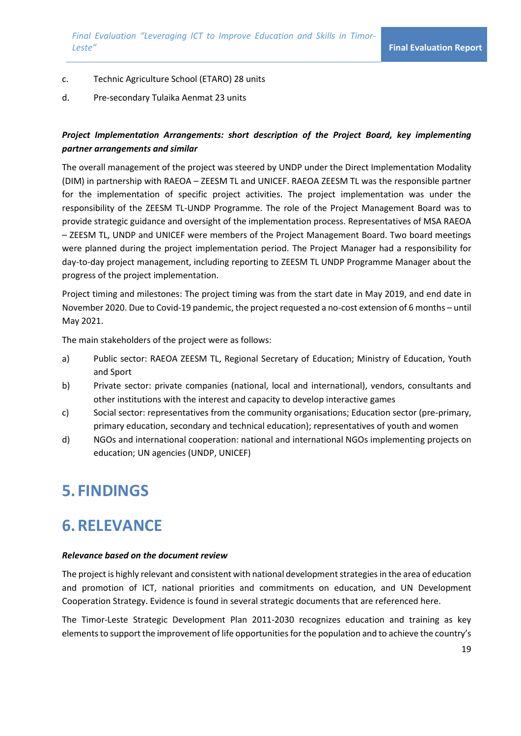c. Technic Agriculture School (ETARO) 28 units

d. Pre-secondary Tulaika Aenmat 23 units

***Project Implementation Arrangements: short description of the Project Board, key implementing partner arrangements and similar***

The overall management of the project was steered by UNDP under the Direct Implementation Modality (DIM) in partnership with RAEOA – ZEESM TL and UNICEF. RAEOA ZEESM TL was the responsible partner for the implementation of specific project activities. The project implementation was under the responsibility of the ZEESM TL-UNDP Programme. The role of the Project Management Board was to provide strategic guidance and oversight of the implementation process. Representatives of MSA RAEOA – ZEESM TL, UNDP and UNICEF were members of the Project Management Board. Two board meetings were planned during the project implementation period. The Project Manager had a responsibility for day-to-day project management, including reporting to ZEESM TL UNDP Programme Manager about the progress of the project implementation.

Project timing and milestones: The project timing was from the start date in May 2019, and end date in November 2020. Due to Covid-19 pandemic, the project requested a no-cost extension of 6 months – until May 2021.

The main stakeholders of the project were as follows:

a) Public sector: RAEOA ZEESM TL, Regional Secretary of Education; Ministry of Education, Youth and Sport
b) Private sector: private companies (national, local and international), vendors, consultants and other institutions with the interest and capacity to develop interactive games
c) Social sector: representatives from the community organisations; Education sector (pre-primary, primary education, secondary and technical education); representatives of youth and women
d) NGOs and international cooperation: national and international NGOs implementing projects on education; UN agencies (UNDP, UNICEF)

# 5. FINDINGS

# 6. RELEVANCE

***Relevance based on the document review***

The project is highly relevant and consistent with national development strategies in the area of education and promotion of ICT, national priorities and commitments on education, and UN Development Cooperation Strategy. Evidence is found in several strategic documents that are referenced here.

The Timor-Leste Strategic Development Plan 2011-2030 recognizes education and training as key elements to support the improvement of life opportunities for the population and to achieve the country's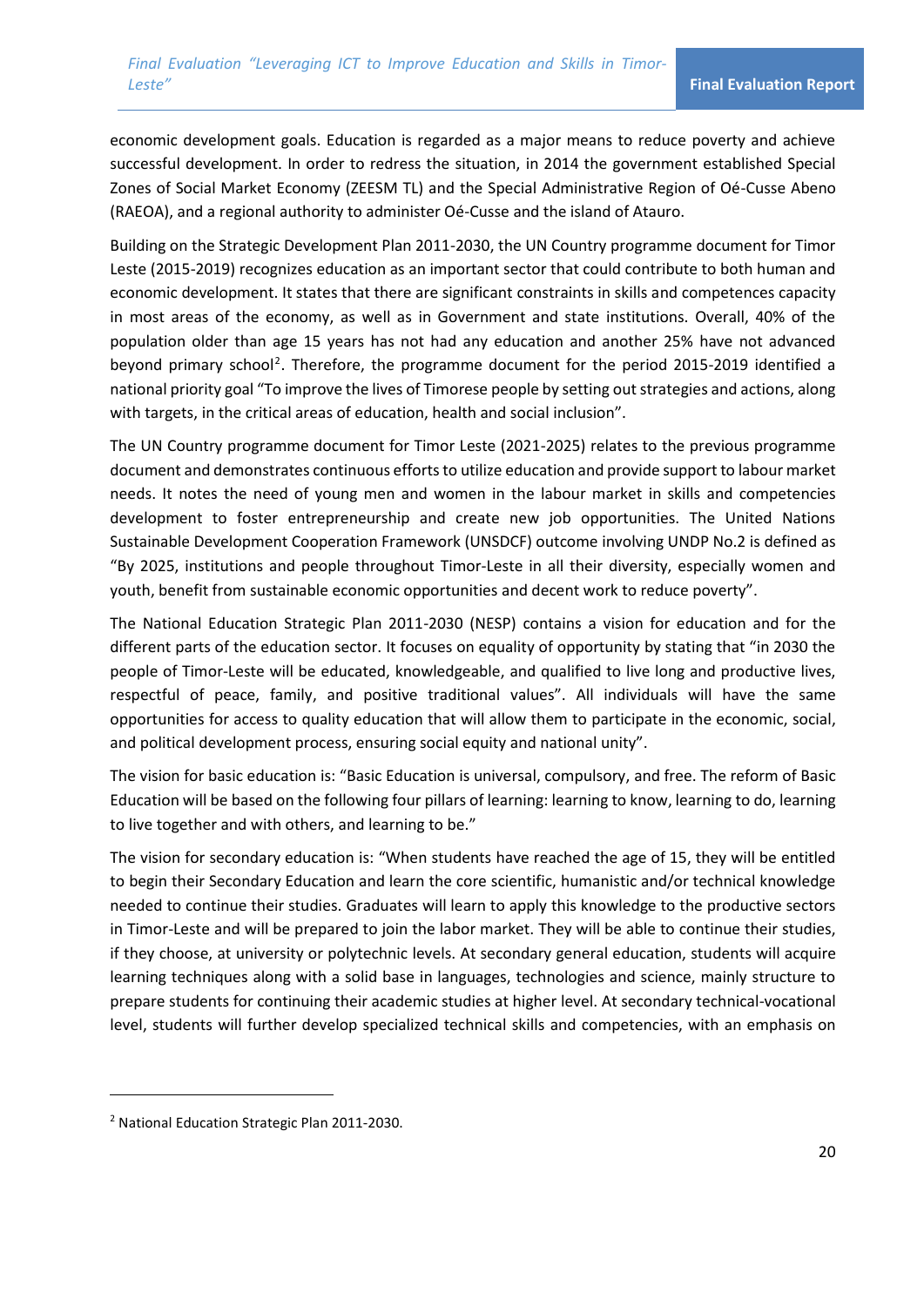economic development goals. Education is regarded as a major means to reduce poverty and achieve successful development. In order to redress the situation, in 2014 the government established Special Zones of Social Market Economy (ZEESM TL) and the Special Administrative Region of Oé-Cusse Abeno (RAEOA), and a regional authority to administer Oé-Cusse and the island of Atauro.

Building on the Strategic Development Plan 2011-2030, the UN Country programme document for Timor Leste (2015-2019) recognizes education as an important sector that could contribute to both human and economic development. It states that there are significant constraints in skills and competences capacity in most areas of the economy, as well as in Government and state institutions. Overall, 40% of the population older than age 15 years has not had any education and another 25% have not advanced beyond primary school[2]. Therefore, the programme document for the period 2015-2019 identified a national priority goal "To improve the lives of Timorese people by setting out strategies and actions, along with targets, in the critical areas of education, health and social inclusion".

The UN Country programme document for Timor Leste (2021-2025) relates to the previous programme document and demonstrates continuous efforts to utilize education and provide support to labour market needs. It notes the need of young men and women in the labour market in skills and competencies development to foster entrepreneurship and create new job opportunities. The United Nations Sustainable Development Cooperation Framework (UNSDCF) outcome involving UNDP No.2 is defined as "By 2025, institutions and people throughout Timor-Leste in all their diversity, especially women and youth, benefit from sustainable economic opportunities and decent work to reduce poverty".

The National Education Strategic Plan 2011-2030 (NESP) contains a vision for education and for the different parts of the education sector. It focuses on equality of opportunity by stating that "in 2030 the people of Timor-Leste will be educated, knowledgeable, and qualified to live long and productive lives, respectful of peace, family, and positive traditional values". All individuals will have the same opportunities for access to quality education that will allow them to participate in the economic, social, and political development process, ensuring social equity and national unity".

The vision for basic education is: "Basic Education is universal, compulsory, and free. The reform of Basic Education will be based on the following four pillars of learning: learning to know, learning to do, learning to live together and with others, and learning to be."

The vision for secondary education is: "When students have reached the age of 15, they will be entitled to begin their Secondary Education and learn the core scientific, humanistic and/or technical knowledge needed to continue their studies. Graduates will learn to apply this knowledge to the productive sectors in Timor-Leste and will be prepared to join the labor market. They will be able to continue their studies, if they choose, at university or polytechnic levels. At secondary general education, students will acquire learning techniques along with a solid base in languages, technologies and science, mainly structure to prepare students for continuing their academic studies at higher level. At secondary technical-vocational level, students will further develop specialized technical skills and competencies, with an emphasis on

[2] National Education Strategic Plan 2011-2030.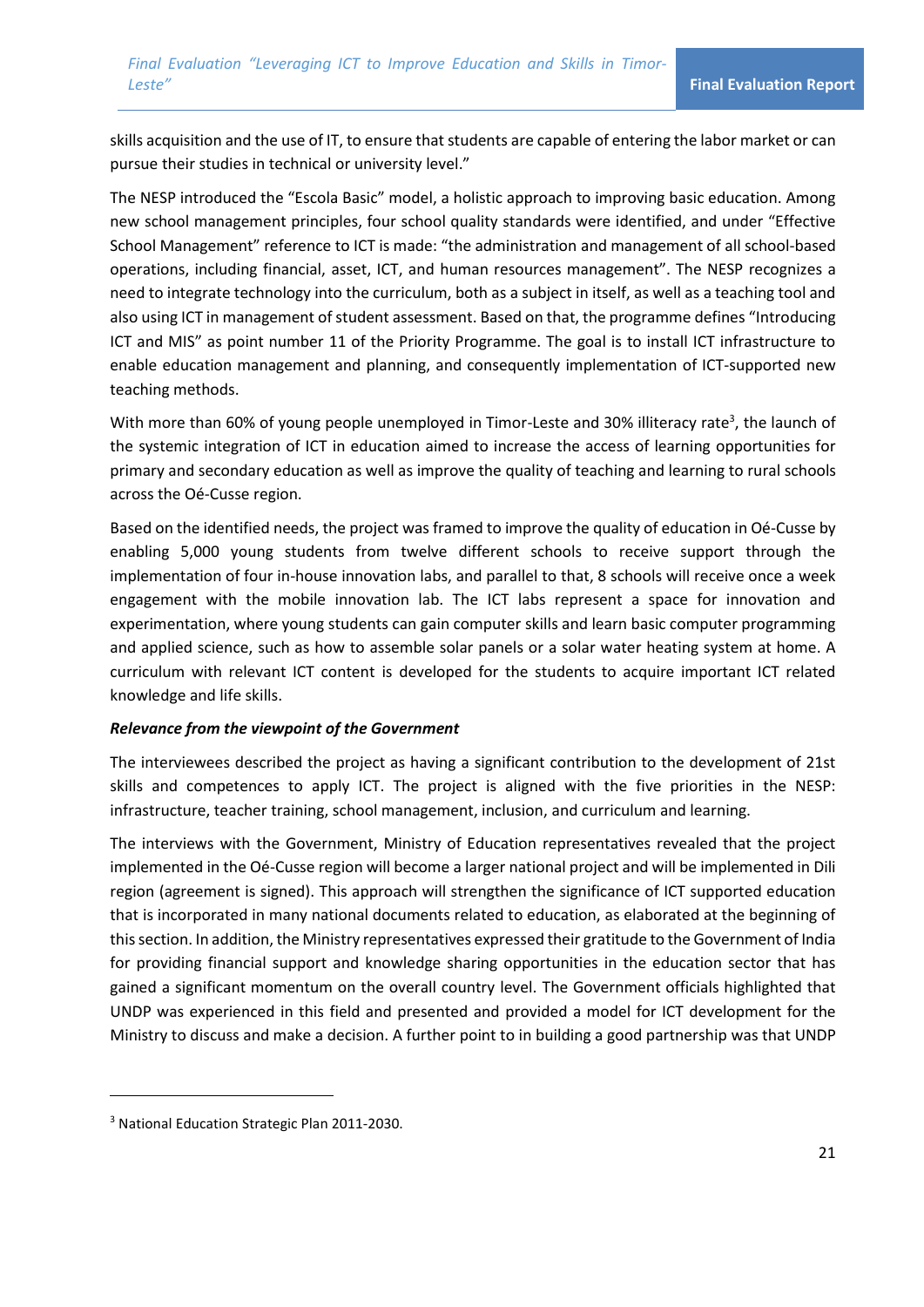skills acquisition and the use of IT, to ensure that students are capable of entering the labor market or can pursue their studies in technical or university level."

The NESP introduced the "Escola Basic" model, a holistic approach to improving basic education. Among new school management principles, four school quality standards were identified, and under "Effective School Management" reference to ICT is made: "the administration and management of all school-based operations, including financial, asset, ICT, and human resources management". The NESP recognizes a need to integrate technology into the curriculum, both as a subject in itself, as well as a teaching tool and also using ICT in management of student assessment. Based on that, the programme defines "Introducing ICT and MIS" as point number 11 of the Priority Programme. The goal is to install ICT infrastructure to enable education management and planning, and consequently implementation of ICT-supported new teaching methods.

With more than 60% of young people unemployed in Timor-Leste and 30% illiteracy rate[3], the launch of the systemic integration of ICT in education aimed to increase the access of learning opportunities for primary and secondary education as well as improve the quality of teaching and learning to rural schools across the Oé-Cusse region.

Based on the identified needs, the project was framed to improve the quality of education in Oé-Cusse by enabling 5,000 young students from twelve different schools to receive support through the implementation of four in-house innovation labs, and parallel to that, 8 schools will receive once a week engagement with the mobile innovation lab. The ICT labs represent a space for innovation and experimentation, where young students can gain computer skills and learn basic computer programming and applied science, such as how to assemble solar panels or a solar water heating system at home. A curriculum with relevant ICT content is developed for the students to acquire important ICT related knowledge and life skills.

***Relevance from the viewpoint of the Government***

The interviewees described the project as having a significant contribution to the development of 21st skills and competences to apply ICT. The project is aligned with the five priorities in the NESP: infrastructure, teacher training, school management, inclusion, and curriculum and learning.

The interviews with the Government, Ministry of Education representatives revealed that the project implemented in the Oé-Cusse region will become a larger national project and will be implemented in Dili region (agreement is signed). This approach will strengthen the significance of ICT supported education that is incorporated in many national documents related to education, as elaborated at the beginning of this section. In addition, the Ministry representatives expressed their gratitude to the Government of India for providing financial support and knowledge sharing opportunities in the education sector that has gained a significant momentum on the overall country level. The Government officials highlighted that UNDP was experienced in this field and presented and provided a model for ICT development for the Ministry to discuss and make a decision. A further point to in building a good partnership was that UNDP

---

[3] National Education Strategic Plan 2011-2030.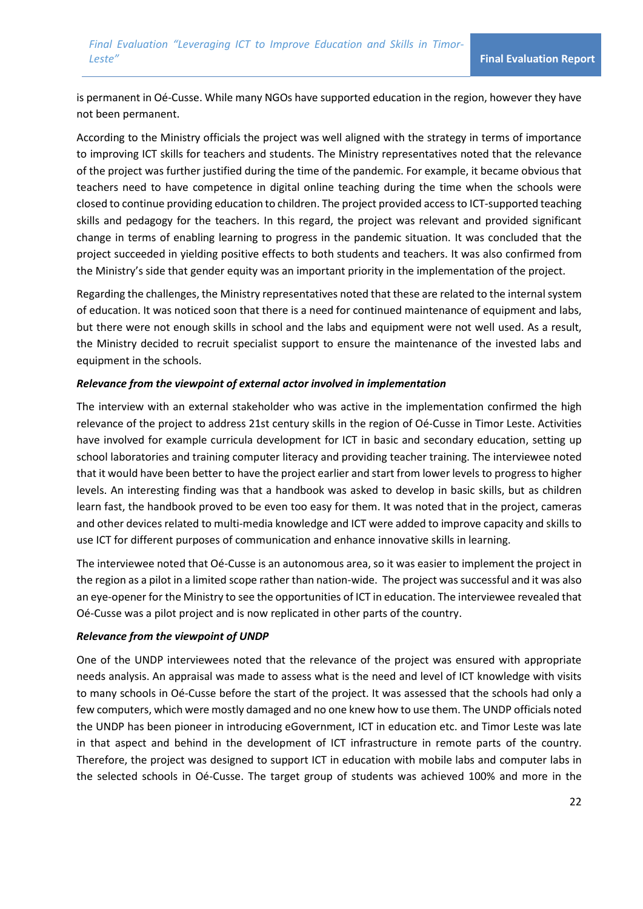is permanent in Oé-Cusse. While many NGOs have supported education in the region, however they have not been permanent.

According to the Ministry officials the project was well aligned with the strategy in terms of importance to improving ICT skills for teachers and students. The Ministry representatives noted that the relevance of the project was further justified during the time of the pandemic. For example, it became obvious that teachers need to have competence in digital online teaching during the time when the schools were closed to continue providing education to children. The project provided access to ICT-supported teaching skills and pedagogy for the teachers. In this regard, the project was relevant and provided significant change in terms of enabling learning to progress in the pandemic situation. It was concluded that the project succeeded in yielding positive effects to both students and teachers. It was also confirmed from the Ministry's side that gender equity was an important priority in the implementation of the project.

Regarding the challenges, the Ministry representatives noted that these are related to the internal system of education. It was noticed soon that there is a need for continued maintenance of equipment and labs, but there were not enough skills in school and the labs and equipment were not well used. As a result, the Ministry decided to recruit specialist support to ensure the maintenance of the invested labs and equipment in the schools.

***Relevance from the viewpoint of external actor involved in implementation***

The interview with an external stakeholder who was active in the implementation confirmed the high relevance of the project to address 21st century skills in the region of Oé-Cusse in Timor Leste. Activities have involved for example curricula development for ICT in basic and secondary education, setting up school laboratories and training computer literacy and providing teacher training. The interviewee noted that it would have been better to have the project earlier and start from lower levels to progress to higher levels. An interesting finding was that a handbook was asked to develop in basic skills, but as children learn fast, the handbook proved to be even too easy for them. It was noted that in the project, cameras and other devices related to multi-media knowledge and ICT were added to improve capacity and skills to use ICT for different purposes of communication and enhance innovative skills in learning.

The interviewee noted that Oé-Cusse is an autonomous area, so it was easier to implement the project in the region as a pilot in a limited scope rather than nation-wide. The project was successful and it was also an eye-opener for the Ministry to see the opportunities of ICT in education. The interviewee revealed that Oé-Cusse was a pilot project and is now replicated in other parts of the country.

***Relevance from the viewpoint of UNDP***

One of the UNDP interviewees noted that the relevance of the project was ensured with appropriate needs analysis. An appraisal was made to assess what is the need and level of ICT knowledge with visits to many schools in Oé-Cusse before the start of the project. It was assessed that the schools had only a few computers, which were mostly damaged and no one knew how to use them. The UNDP officials noted the UNDP has been pioneer in introducing eGovernment, ICT in education etc. and Timor Leste was late in that aspect and behind in the development of ICT infrastructure in remote parts of the country. Therefore, the project was designed to support ICT in education with mobile labs and computer labs in the selected schools in Oé-Cusse. The target group of students was achieved 100% and more in the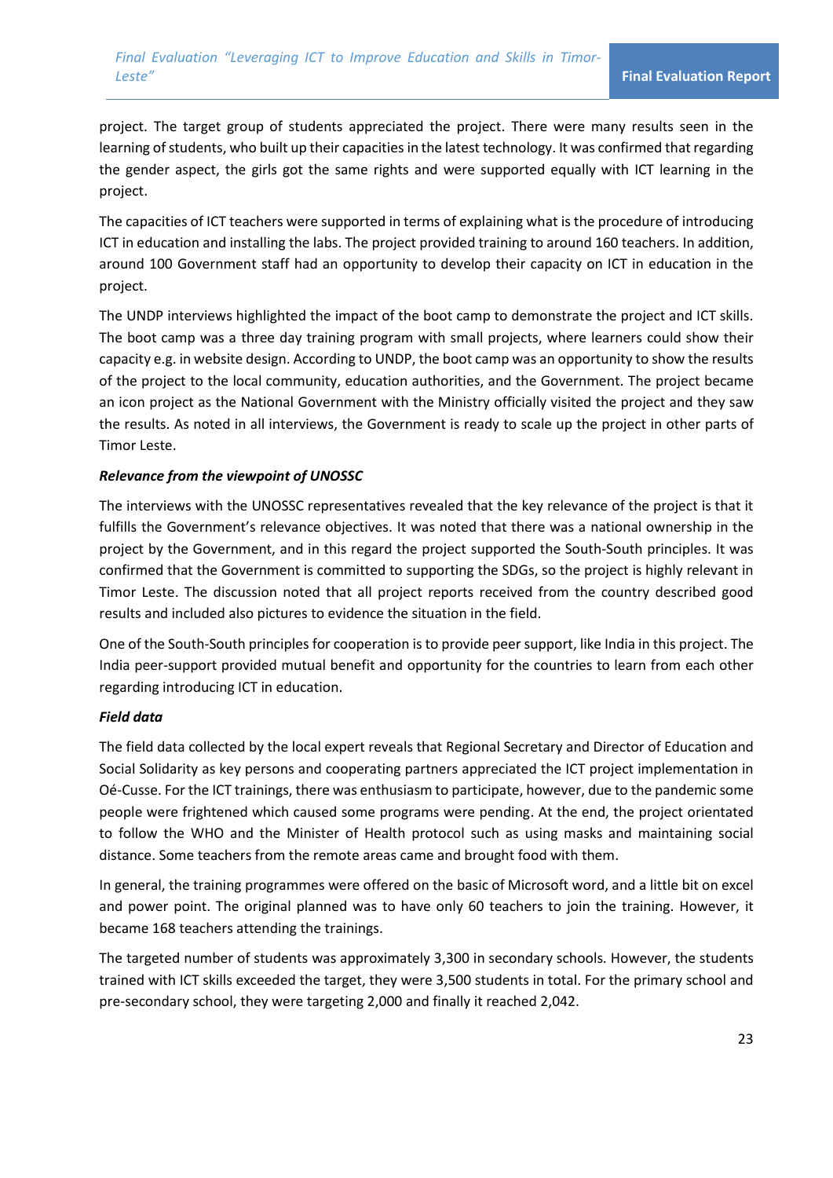project. The target group of students appreciated the project. There were many results seen in the learning of students, who built up their capacities in the latest technology. It was confirmed that regarding the gender aspect, the girls got the same rights and were supported equally with ICT learning in the project.

The capacities of ICT teachers were supported in terms of explaining what is the procedure of introducing ICT in education and installing the labs. The project provided training to around 160 teachers. In addition, around 100 Government staff had an opportunity to develop their capacity on ICT in education in the project.

The UNDP interviews highlighted the impact of the boot camp to demonstrate the project and ICT skills. The boot camp was a three day training program with small projects, where learners could show their capacity e.g. in website design. According to UNDP, the boot camp was an opportunity to show the results of the project to the local community, education authorities, and the Government. The project became an icon project as the National Government with the Ministry officially visited the project and they saw the results. As noted in all interviews, the Government is ready to scale up the project in other parts of Timor Leste.

***Relevance from the viewpoint of UNOSSC***

The interviews with the UNOSSC representatives revealed that the key relevance of the project is that it fulfills the Government's relevance objectives. It was noted that there was a national ownership in the project by the Government, and in this regard the project supported the South-South principles. It was confirmed that the Government is committed to supporting the SDGs, so the project is highly relevant in Timor Leste. The discussion noted that all project reports received from the country described good results and included also pictures to evidence the situation in the field.

One of the South-South principles for cooperation is to provide peer support, like India in this project. The India peer-support provided mutual benefit and opportunity for the countries to learn from each other regarding introducing ICT in education.

***Field data***

The field data collected by the local expert reveals that Regional Secretary and Director of Education and Social Solidarity as key persons and cooperating partners appreciated the ICT project implementation in Oé-Cusse. For the ICT trainings, there was enthusiasm to participate, however, due to the pandemic some people were frightened which caused some programs were pending. At the end, the project orientated to follow the WHO and the Minister of Health protocol such as using masks and maintaining social distance. Some teachers from the remote areas came and brought food with them.

In general, the training programmes were offered on the basic of Microsoft word, and a little bit on excel and power point. The original planned was to have only 60 teachers to join the training. However, it became 168 teachers attending the trainings.

The targeted number of students was approximately 3,300 in secondary schools. However, the students trained with ICT skills exceeded the target, they were 3,500 students in total. For the primary school and pre-secondary school, they were targeting 2,000 and finally it reached 2,042.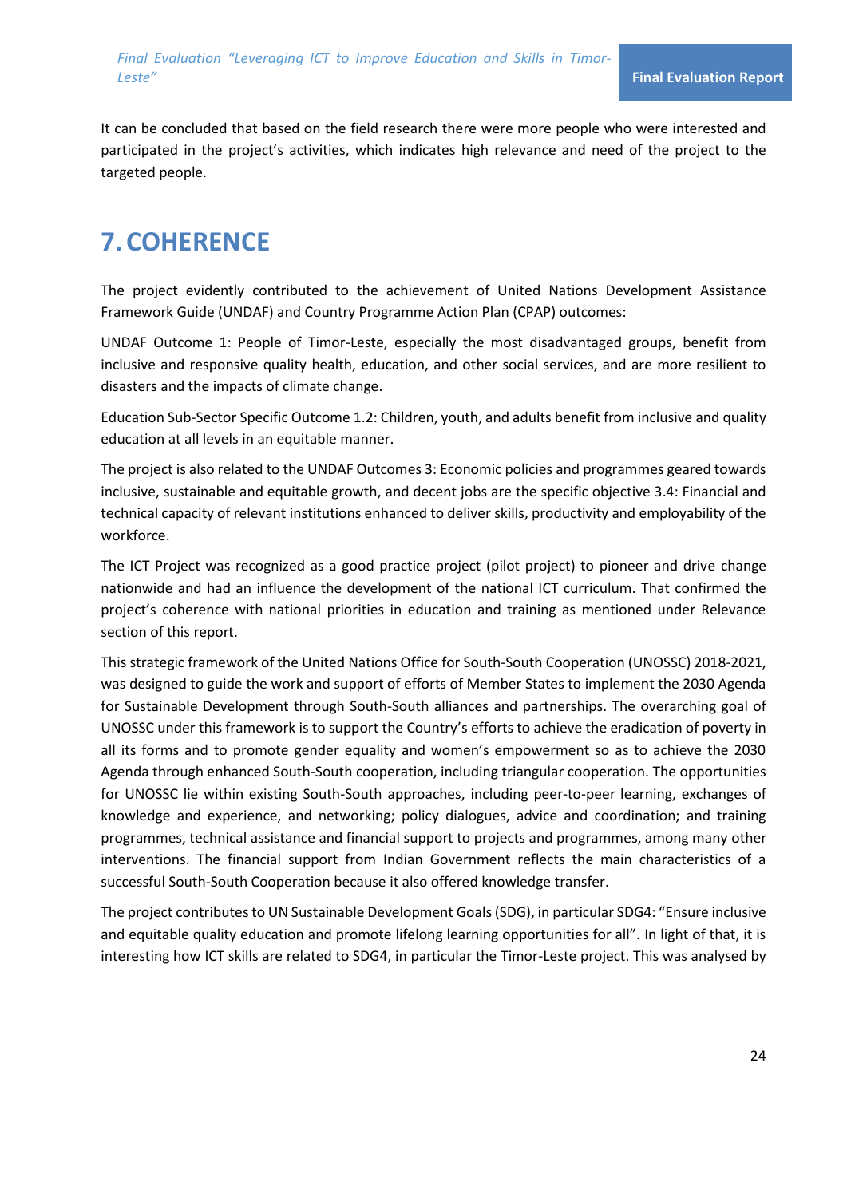It can be concluded that based on the field research there were more people who were interested and participated in the project's activities, which indicates high relevance and need of the project to the targeted people.

# 7. COHERENCE

The project evidently contributed to the achievement of United Nations Development Assistance Framework Guide (UNDAF) and Country Programme Action Plan (CPAP) outcomes:

UNDAF Outcome 1: People of Timor-Leste, especially the most disadvantaged groups, benefit from inclusive and responsive quality health, education, and other social services, and are more resilient to disasters and the impacts of climate change.

Education Sub-Sector Specific Outcome 1.2: Children, youth, and adults benefit from inclusive and quality education at all levels in an equitable manner.

The project is also related to the UNDAF Outcomes 3: Economic policies and programmes geared towards inclusive, sustainable and equitable growth, and decent jobs are the specific objective 3.4: Financial and technical capacity of relevant institutions enhanced to deliver skills, productivity and employability of the workforce.

The ICT Project was recognized as a good practice project (pilot project) to pioneer and drive change nationwide and had an influence the development of the national ICT curriculum. That confirmed the project's coherence with national priorities in education and training as mentioned under Relevance section of this report.

This strategic framework of the United Nations Office for South-South Cooperation (UNOSSC) 2018-2021, was designed to guide the work and support of efforts of Member States to implement the 2030 Agenda for Sustainable Development through South-South alliances and partnerships. The overarching goal of UNOSSC under this framework is to support the Country's efforts to achieve the eradication of poverty in all its forms and to promote gender equality and women's empowerment so as to achieve the 2030 Agenda through enhanced South-South cooperation, including triangular cooperation. The opportunities for UNOSSC lie within existing South-South approaches, including peer-to-peer learning, exchanges of knowledge and experience, and networking; policy dialogues, advice and coordination; and training programmes, technical assistance and financial support to projects and programmes, among many other interventions. The financial support from Indian Government reflects the main characteristics of a successful South-South Cooperation because it also offered knowledge transfer.

The project contributes to UN Sustainable Development Goals (SDG), in particular SDG4: "Ensure inclusive and equitable quality education and promote lifelong learning opportunities for all". In light of that, it is interesting how ICT skills are related to SDG4, in particular the Timor-Leste project. This was analysed by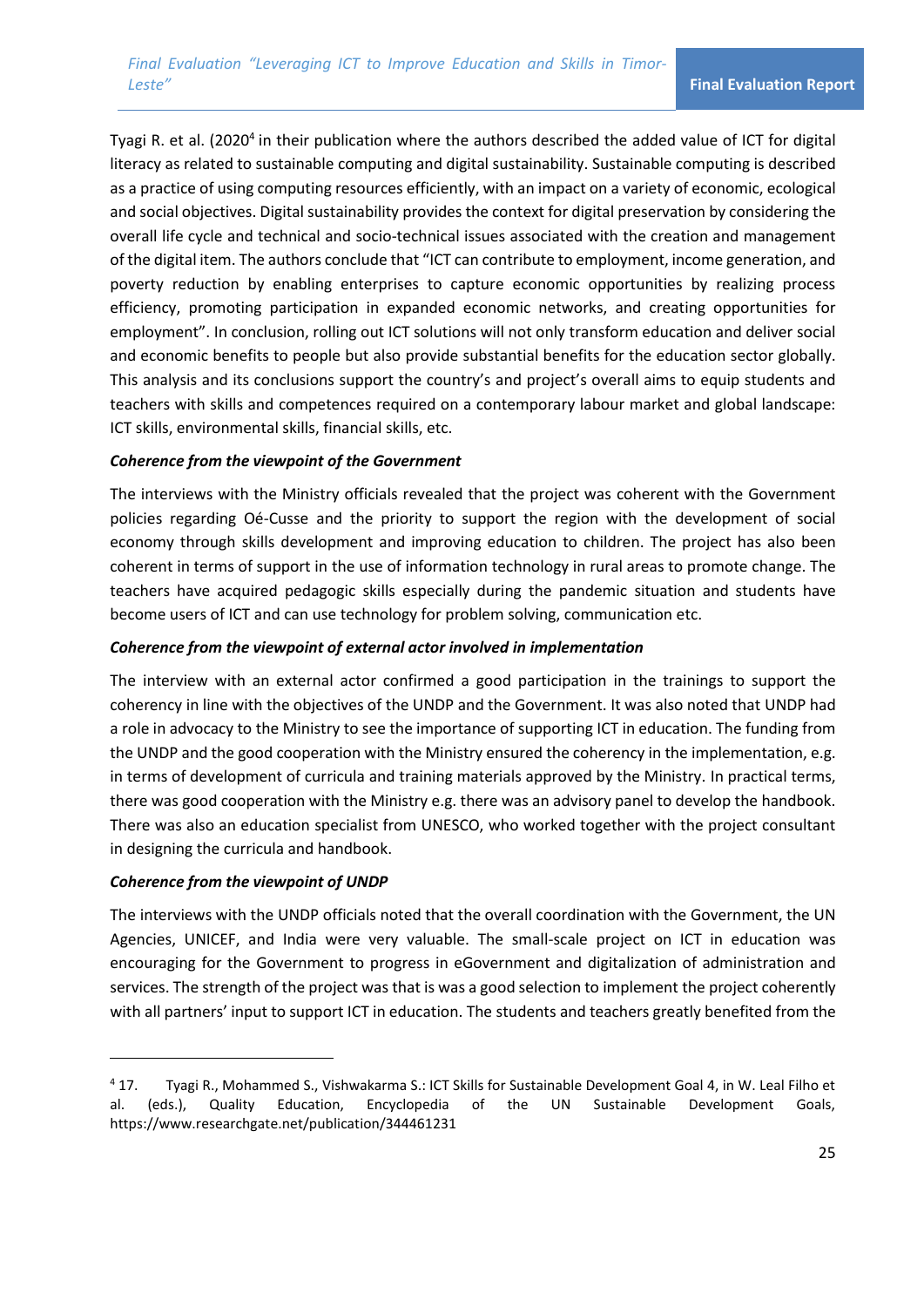Tyagi R. et al. (2020[4] in their publication where the authors described the added value of ICT for digital literacy as related to sustainable computing and digital sustainability. Sustainable computing is described as a practice of using computing resources efficiently, with an impact on a variety of economic, ecological and social objectives. Digital sustainability provides the context for digital preservation by considering the overall life cycle and technical and socio-technical issues associated with the creation and management of the digital item. The authors conclude that "ICT can contribute to employment, income generation, and poverty reduction by enabling enterprises to capture economic opportunities by realizing process efficiency, promoting participation in expanded economic networks, and creating opportunities for employment". In conclusion, rolling out ICT solutions will not only transform education and deliver social and economic benefits to people but also provide substantial benefits for the education sector globally. This analysis and its conclusions support the country's and project's overall aims to equip students and teachers with skills and competences required on a contemporary labour market and global landscape: ICT skills, environmental skills, financial skills, etc.

***Coherence from the viewpoint of the Government***

The interviews with the Ministry officials revealed that the project was coherent with the Government policies regarding Oé-Cusse and the priority to support the region with the development of social economy through skills development and improving education to children. The project has also been coherent in terms of support in the use of information technology in rural areas to promote change. The teachers have acquired pedagogic skills especially during the pandemic situation and students have become users of ICT and can use technology for problem solving, communication etc.

***Coherence from the viewpoint of external actor involved in implementation***

The interview with an external actor confirmed a good participation in the trainings to support the coherency in line with the objectives of the UNDP and the Government. It was also noted that UNDP had a role in advocacy to the Ministry to see the importance of supporting ICT in education. The funding from the UNDP and the good cooperation with the Ministry ensured the coherency in the implementation, e.g. in terms of development of curricula and training materials approved by the Ministry. In practical terms, there was good cooperation with the Ministry e.g. there was an advisory panel to develop the handbook. There was also an education specialist from UNESCO, who worked together with the project consultant in designing the curricula and handbook.

***Coherence from the viewpoint of UNDP***

The interviews with the UNDP officials noted that the overall coordination with the Government, the UN Agencies, UNICEF, and India were very valuable. The small-scale project on ICT in education was encouraging for the Government to progress in eGovernment and digitalization of administration and services. The strength of the project was that is was a good selection to implement the project coherently with all partners' input to support ICT in education. The students and teachers greatly benefited from the

---

[4] 17. Tyagi R., Mohammed S., Vishwakarma S.: ICT Skills for Sustainable Development Goal 4, in W. Leal Filho et al. (eds.), Quality Education, Encyclopedia of the UN Sustainable Development Goals, https://www.researchgate.net/publication/344461231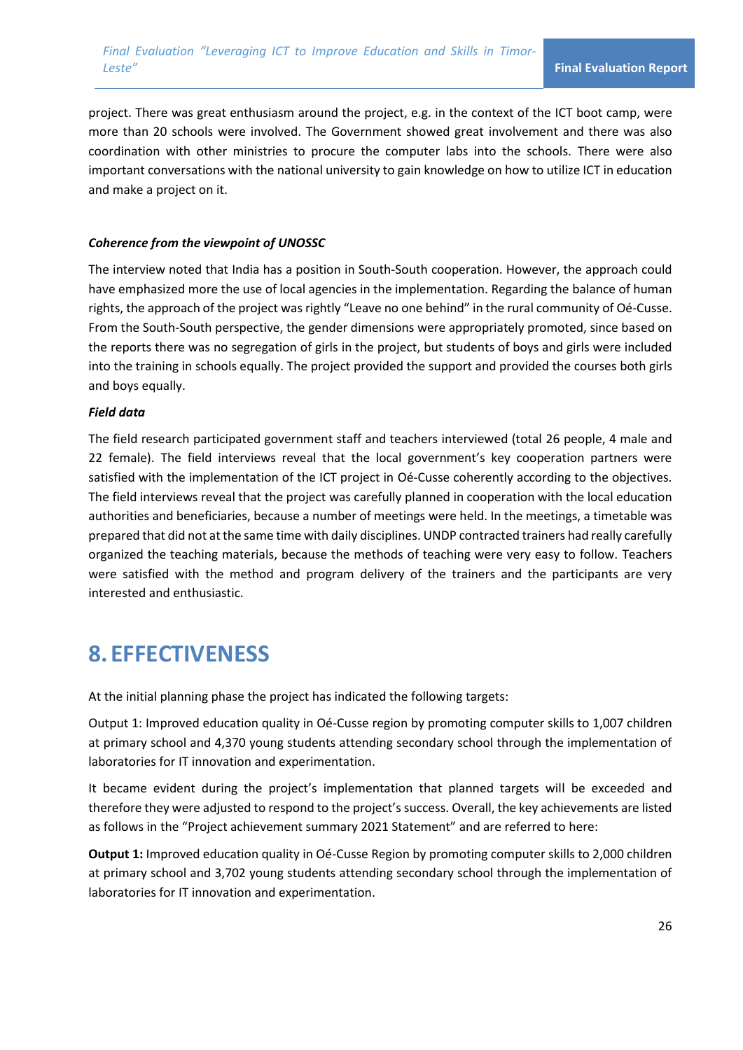project. There was great enthusiasm around the project, e.g. in the context of the ICT boot camp, were more than 20 schools were involved. The Government showed great involvement and there was also coordination with other ministries to procure the computer labs into the schools. There were also important conversations with the national university to gain knowledge on how to utilize ICT in education and make a project on it.

***Coherence from the viewpoint of UNOSSC***

The interview noted that India has a position in South-South cooperation. However, the approach could have emphasized more the use of local agencies in the implementation. Regarding the balance of human rights, the approach of the project was rightly "Leave no one behind" in the rural community of Oé-Cusse. From the South-South perspective, the gender dimensions were appropriately promoted, since based on the reports there was no segregation of girls in the project, but students of boys and girls were included into the training in schools equally. The project provided the support and provided the courses both girls and boys equally.

***Field data***

The field research participated government staff and teachers interviewed (total 26 people, 4 male and 22 female). The field interviews reveal that the local government's key cooperation partners were satisfied with the implementation of the ICT project in Oé-Cusse coherently according to the objectives. The field interviews reveal that the project was carefully planned in cooperation with the local education authorities and beneficiaries, because a number of meetings were held. In the meetings, a timetable was prepared that did not at the same time with daily disciplines. UNDP contracted trainers had really carefully organized the teaching materials, because the methods of teaching were very easy to follow. Teachers were satisfied with the method and program delivery of the trainers and the participants are very interested and enthusiastic.

# 8. EFFECTIVENESS

At the initial planning phase the project has indicated the following targets:

Output 1: Improved education quality in Oé-Cusse region by promoting computer skills to 1,007 children at primary school and 4,370 young students attending secondary school through the implementation of laboratories for IT innovation and experimentation.

It became evident during the project's implementation that planned targets will be exceeded and therefore they were adjusted to respond to the project's success. Overall, the key achievements are listed as follows in the "Project achievement summary 2021 Statement" and are referred to here:

**Output 1:** Improved education quality in Oé-Cusse Region by promoting computer skills to 2,000 children at primary school and 3,702 young students attending secondary school through the implementation of laboratories for IT innovation and experimentation.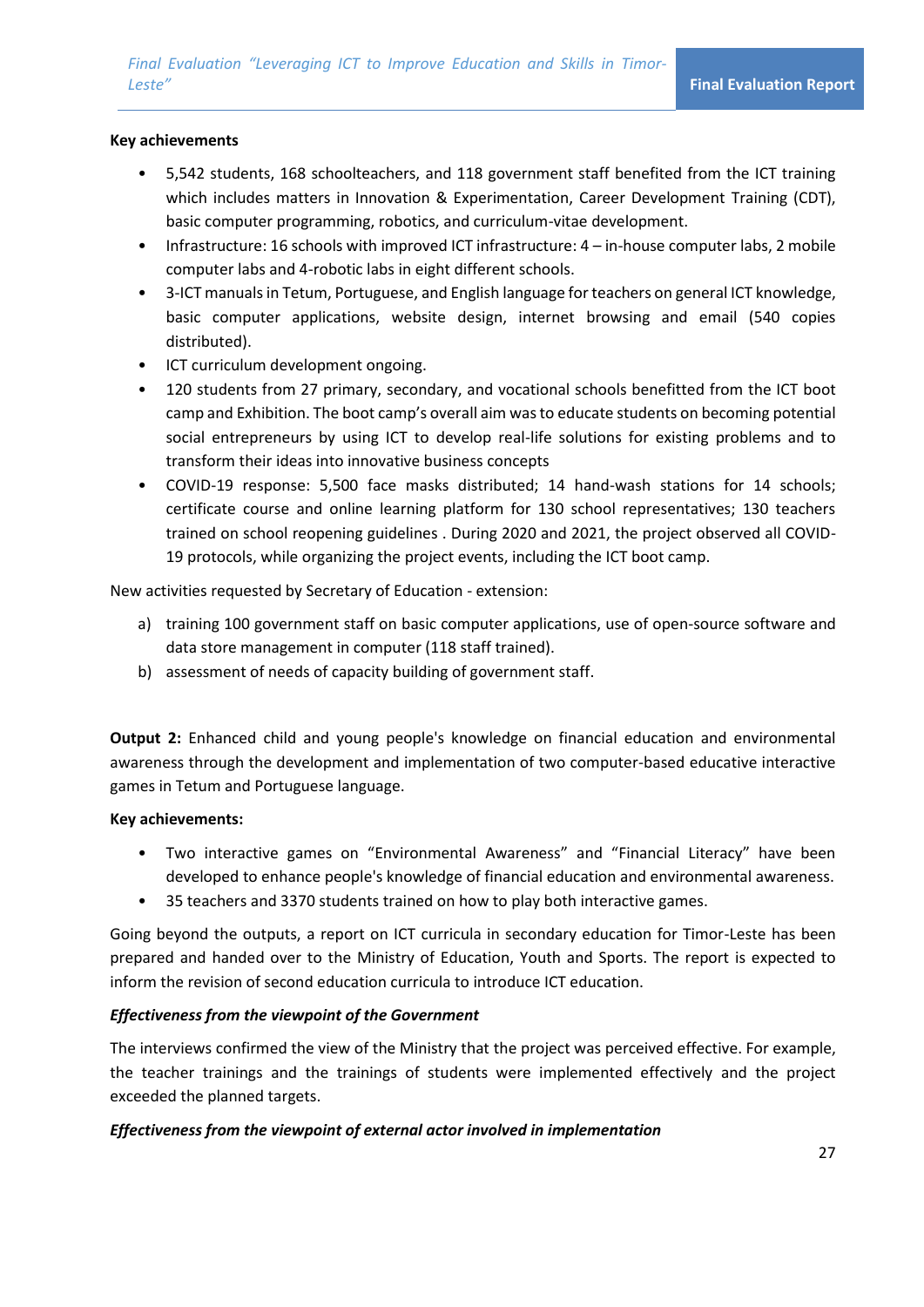**Key achievements**

- 5,542 students, 168 schoolteachers, and 118 government staff benefited from the ICT training which includes matters in Innovation & Experimentation, Career Development Training (CDT), basic computer programming, robotics, and curriculum-vitae development.
- Infrastructure: 16 schools with improved ICT infrastructure: 4 – in-house computer labs, 2 mobile computer labs and 4-robotic labs in eight different schools.
- 3-ICT manuals in Tetum, Portuguese, and English language for teachers on general ICT knowledge, basic computer applications, website design, internet browsing and email (540 copies distributed).
- ICT curriculum development ongoing.
- 120 students from 27 primary, secondary, and vocational schools benefitted from the ICT boot camp and Exhibition. The boot camp's overall aim was to educate students on becoming potential social entrepreneurs by using ICT to develop real-life solutions for existing problems and to transform their ideas into innovative business concepts
- COVID-19 response: 5,500 face masks distributed; 14 hand-wash stations for 14 schools; certificate course and online learning platform for 130 school representatives; 130 teachers trained on school reopening guidelines . During 2020 and 2021, the project observed all COVID-19 protocols, while organizing the project events, including the ICT boot camp.

New activities requested by Secretary of Education - extension:

a) training 100 government staff on basic computer applications, use of open-source software and data store management in computer (118 staff trained).
b) assessment of needs of capacity building of government staff.

**Output 2:** Enhanced child and young people's knowledge on financial education and environmental awareness through the development and implementation of two computer-based educative interactive games in Tetum and Portuguese language.

**Key achievements:**

- Two interactive games on "Environmental Awareness" and "Financial Literacy" have been developed to enhance people's knowledge of financial education and environmental awareness.
- 35 teachers and 3370 students trained on how to play both interactive games.

Going beyond the outputs, a report on ICT curricula in secondary education for Timor-Leste has been prepared and handed over to the Ministry of Education, Youth and Sports. The report is expected to inform the revision of second education curricula to introduce ICT education.

***Effectiveness from the viewpoint of the Government***

The interviews confirmed the view of the Ministry that the project was perceived effective. For example, the teacher trainings and the trainings of students were implemented effectively and the project exceeded the planned targets.

***Effectiveness from the viewpoint of external actor involved in implementation***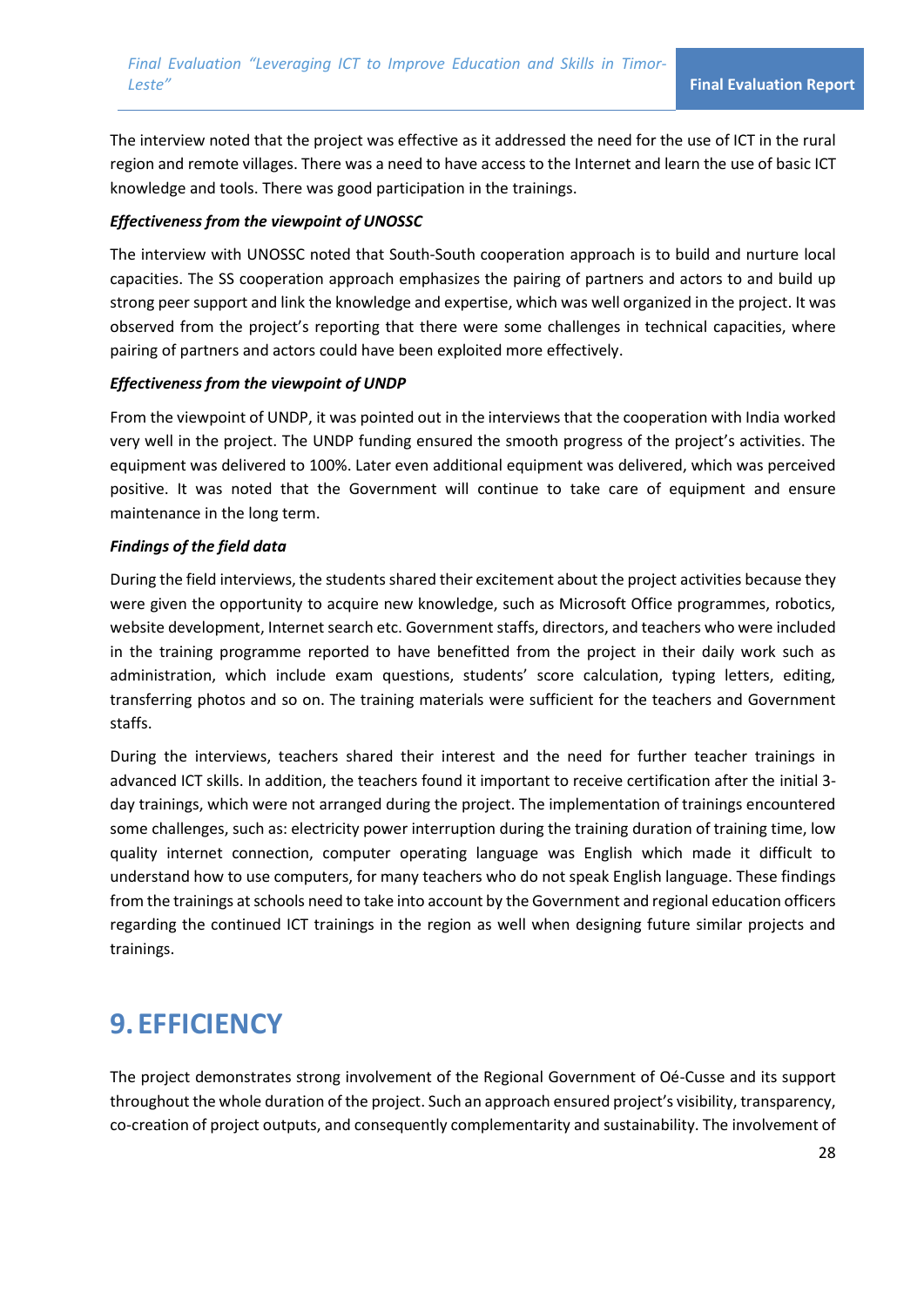The interview noted that the project was effective as it addressed the need for the use of ICT in the rural region and remote villages. There was a need to have access to the Internet and learn the use of basic ICT knowledge and tools. There was good participation in the trainings.

***Effectiveness from the viewpoint of UNOSSC***

The interview with UNOSSC noted that South-South cooperation approach is to build and nurture local capacities. The SS cooperation approach emphasizes the pairing of partners and actors to and build up strong peer support and link the knowledge and expertise, which was well organized in the project. It was observed from the project's reporting that there were some challenges in technical capacities, where pairing of partners and actors could have been exploited more effectively.

***Effectiveness from the viewpoint of UNDP***

From the viewpoint of UNDP, it was pointed out in the interviews that the cooperation with India worked very well in the project. The UNDP funding ensured the smooth progress of the project's activities. The equipment was delivered to 100%. Later even additional equipment was delivered, which was perceived positive. It was noted that the Government will continue to take care of equipment and ensure maintenance in the long term.

***Findings of the field data***

During the field interviews, the students shared their excitement about the project activities because they were given the opportunity to acquire new knowledge, such as Microsoft Office programmes, robotics, website development, Internet search etc. Government staffs, directors, and teachers who were included in the training programme reported to have benefitted from the project in their daily work such as administration, which include exam questions, students' score calculation, typing letters, editing, transferring photos and so on. The training materials were sufficient for the teachers and Government staffs.

During the interviews, teachers shared their interest and the need for further teacher trainings in advanced ICT skills. In addition, the teachers found it important to receive certification after the initial 3-day trainings, which were not arranged during the project. The implementation of trainings encountered some challenges, such as: electricity power interruption during the training duration of training time, low quality internet connection, computer operating language was English which made it difficult to understand how to use computers, for many teachers who do not speak English language. These findings from the trainings at schools need to take into account by the Government and regional education officers regarding the continued ICT trainings in the region as well when designing future similar projects and trainings.

# 9. EFFICIENCY

The project demonstrates strong involvement of the Regional Government of Oé-Cusse and its support throughout the whole duration of the project. Such an approach ensured project's visibility, transparency, co-creation of project outputs, and consequently complementarity and sustainability. The involvement of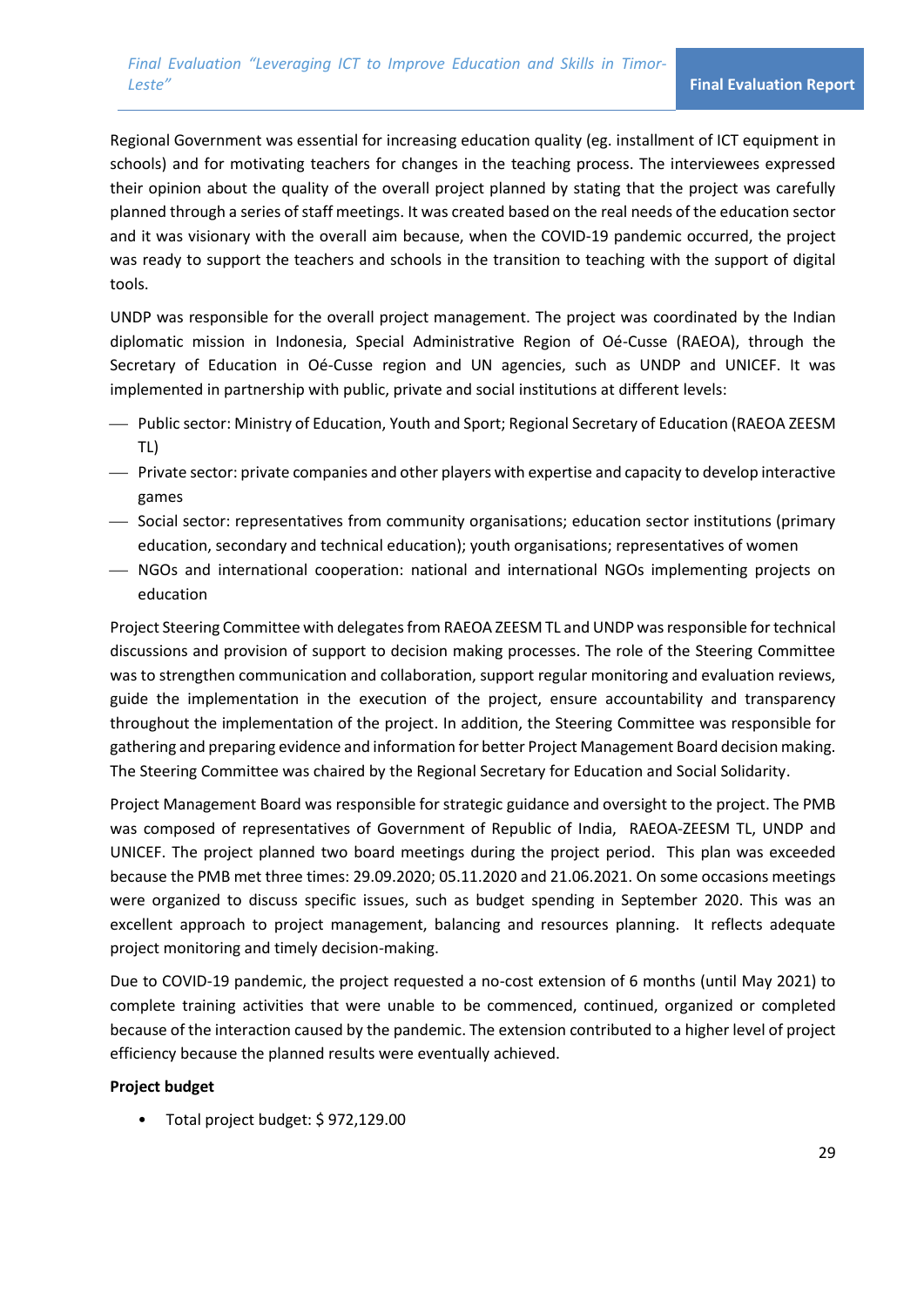Regional Government was essential for increasing education quality (eg. installment of ICT equipment in schools) and for motivating teachers for changes in the teaching process. The interviewees expressed their opinion about the quality of the overall project planned by stating that the project was carefully planned through a series of staff meetings. It was created based on the real needs of the education sector and it was visionary with the overall aim because, when the COVID-19 pandemic occurred, the project was ready to support the teachers and schools in the transition to teaching with the support of digital tools.

UNDP was responsible for the overall project management. The project was coordinated by the Indian diplomatic mission in Indonesia, Special Administrative Region of Oé-Cusse (RAEOA), through the Secretary of Education in Oé-Cusse region and UN agencies, such as UNDP and UNICEF. It was implemented in partnership with public, private and social institutions at different levels:

- Public sector: Ministry of Education, Youth and Sport; Regional Secretary of Education (RAEOA ZEESM TL)
- Private sector: private companies and other players with expertise and capacity to develop interactive games
- Social sector: representatives from community organisations; education sector institutions (primary education, secondary and technical education); youth organisations; representatives of women
- NGOs and international cooperation: national and international NGOs implementing projects on education

Project Steering Committee with delegates from RAEOA ZEESM TL and UNDP was responsible for technical discussions and provision of support to decision making processes. The role of the Steering Committee was to strengthen communication and collaboration, support regular monitoring and evaluation reviews, guide the implementation in the execution of the project, ensure accountability and transparency throughout the implementation of the project. In addition, the Steering Committee was responsible for gathering and preparing evidence and information for better Project Management Board decision making. The Steering Committee was chaired by the Regional Secretary for Education and Social Solidarity.

Project Management Board was responsible for strategic guidance and oversight to the project. The PMB was composed of representatives of Government of Republic of India, RAEOA-ZEESM TL, UNDP and UNICEF. The project planned two board meetings during the project period. This plan was exceeded because the PMB met three times: 29.09.2020; 05.11.2020 and 21.06.2021. On some occasions meetings were organized to discuss specific issues, such as budget spending in September 2020. This was an excellent approach to project management, balancing and resources planning. It reflects adequate project monitoring and timely decision-making.

Due to COVID-19 pandemic, the project requested a no-cost extension of 6 months (until May 2021) to complete training activities that were unable to be commenced, continued, organized or completed because of the interaction caused by the pandemic. The extension contributed to a higher level of project efficiency because the planned results were eventually achieved.

**Project budget**

- Total project budget: $ 972,129.00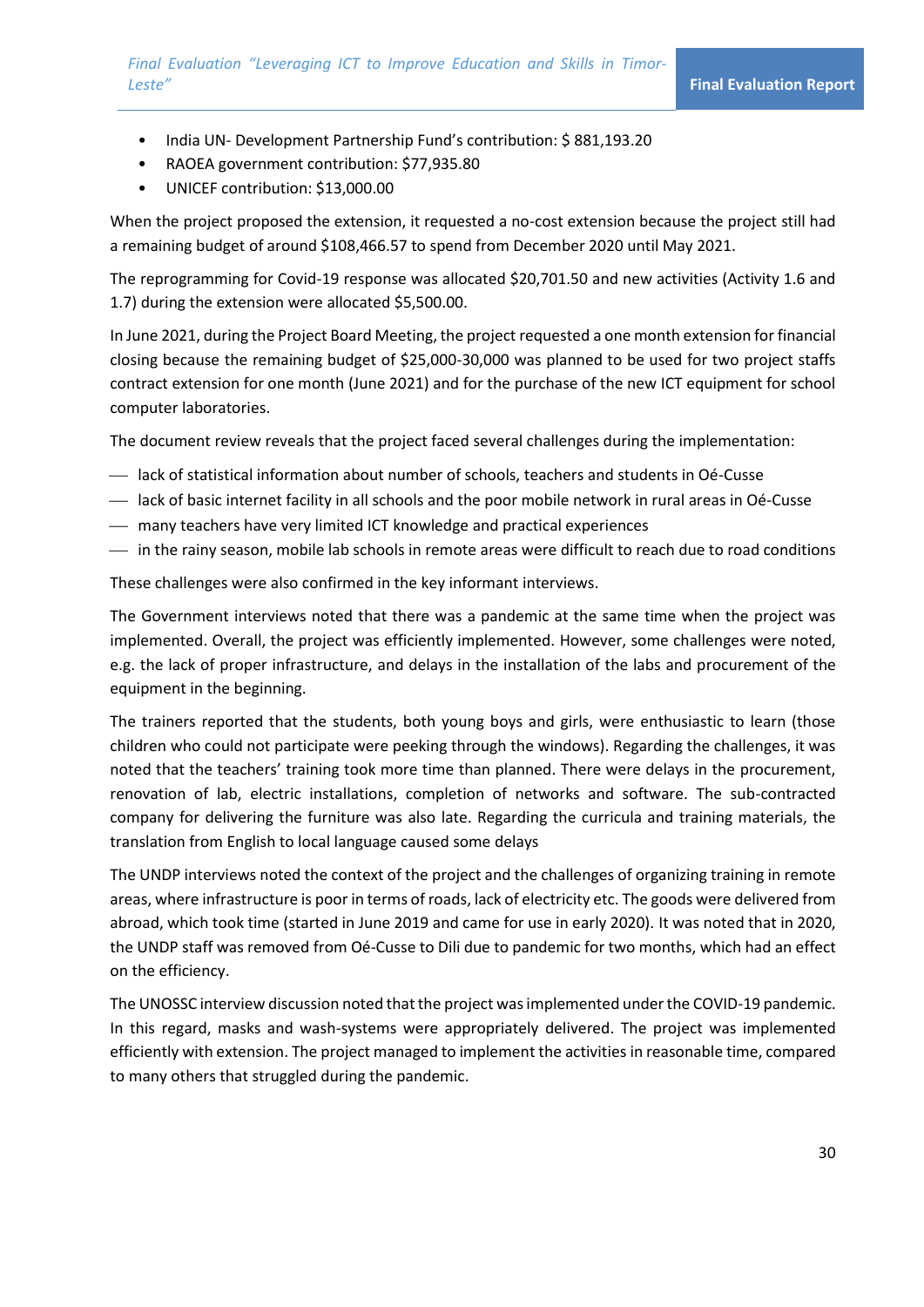- India UN- Development Partnership Fund's contribution: $ 881,193.20
- RAOEA government contribution: $77,935.80
- UNICEF contribution: $13,000.00

When the project proposed the extension, it requested a no-cost extension because the project still had a remaining budget of around $108,466.57 to spend from December 2020 until May 2021.

The reprogramming for Covid-19 response was allocated $20,701.50 and new activities (Activity 1.6 and 1.7) during the extension were allocated $5,500.00.

In June 2021, during the Project Board Meeting, the project requested a one month extension for financial closing because the remaining budget of $25,000-30,000 was planned to be used for two project staffs contract extension for one month (June 2021) and for the purchase of the new ICT equipment for school computer laboratories.

The document review reveals that the project faced several challenges during the implementation:

- lack of statistical information about number of schools, teachers and students in Oé-Cusse
- lack of basic internet facility in all schools and the poor mobile network in rural areas in Oé-Cusse
- many teachers have very limited ICT knowledge and practical experiences
- in the rainy season, mobile lab schools in remote areas were difficult to reach due to road conditions

These challenges were also confirmed in the key informant interviews.

The Government interviews noted that there was a pandemic at the same time when the project was implemented. Overall, the project was efficiently implemented. However, some challenges were noted, e.g. the lack of proper infrastructure, and delays in the installation of the labs and procurement of the equipment in the beginning.

The trainers reported that the students, both young boys and girls, were enthusiastic to learn (those children who could not participate were peeking through the windows). Regarding the challenges, it was noted that the teachers' training took more time than planned. There were delays in the procurement, renovation of lab, electric installations, completion of networks and software. The sub-contracted company for delivering the furniture was also late. Regarding the curricula and training materials, the translation from English to local language caused some delays

The UNDP interviews noted the context of the project and the challenges of organizing training in remote areas, where infrastructure is poor in terms of roads, lack of electricity etc. The goods were delivered from abroad, which took time (started in June 2019 and came for use in early 2020). It was noted that in 2020, the UNDP staff was removed from Oé-Cusse to Dili due to pandemic for two months, which had an effect on the efficiency.

The UNOSSC interview discussion noted that the project was implemented under the COVID-19 pandemic. In this regard, masks and wash-systems were appropriately delivered. The project was implemented efficiently with extension. The project managed to implement the activities in reasonable time, compared to many others that struggled during the pandemic.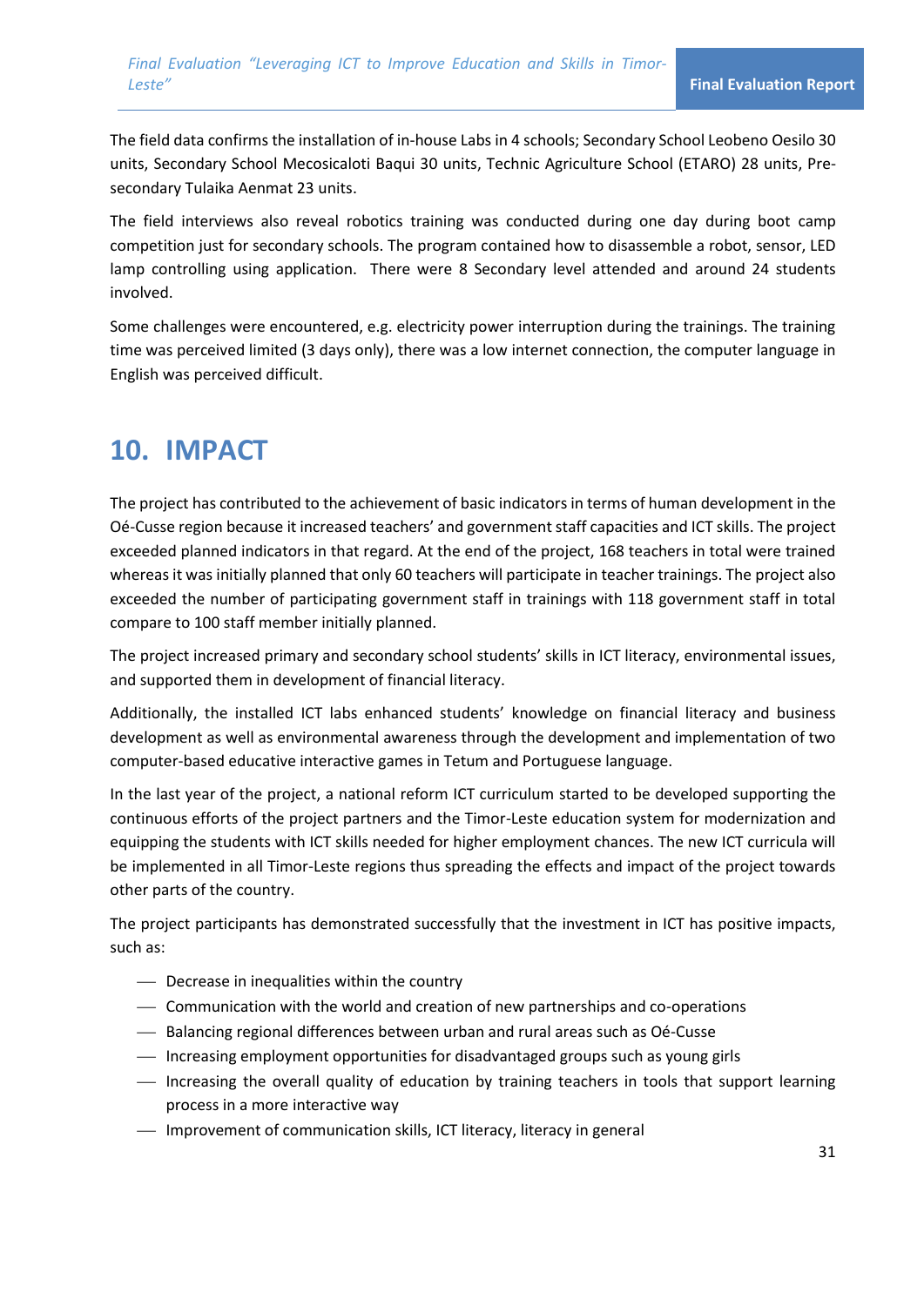The field data confirms the installation of in-house Labs in 4 schools; Secondary School Leobeno Oesilo 30 units, Secondary School Mecosicaloti Baqui 30 units, Technic Agriculture School (ETARO) 28 units, Pre-secondary Tulaika Aenmat 23 units.

The field interviews also reveal robotics training was conducted during one day during boot camp competition just for secondary schools. The program contained how to disassemble a robot, sensor, LED lamp controlling using application. There were 8 Secondary level attended and around 24 students involved.

Some challenges were encountered, e.g. electricity power interruption during the trainings. The training time was perceived limited (3 days only), there was a low internet connection, the computer language in English was perceived difficult.

# 10. IMPACT

The project has contributed to the achievement of basic indicators in terms of human development in the Oé-Cusse region because it increased teachers' and government staff capacities and ICT skills. The project exceeded planned indicators in that regard. At the end of the project, 168 teachers in total were trained whereas it was initially planned that only 60 teachers will participate in teacher trainings. The project also exceeded the number of participating government staff in trainings with 118 government staff in total compare to 100 staff member initially planned.

The project increased primary and secondary school students' skills in ICT literacy, environmental issues, and supported them in development of financial literacy.

Additionally, the installed ICT labs enhanced students' knowledge on financial literacy and business development as well as environmental awareness through the development and implementation of two computer-based educative interactive games in Tetum and Portuguese language.

In the last year of the project, a national reform ICT curriculum started to be developed supporting the continuous efforts of the project partners and the Timor-Leste education system for modernization and equipping the students with ICT skills needed for higher employment chances. The new ICT curricula will be implemented in all Timor-Leste regions thus spreading the effects and impact of the project towards other parts of the country.

The project participants has demonstrated successfully that the investment in ICT has positive impacts, such as:

- Decrease in inequalities within the country
- Communication with the world and creation of new partnerships and co-operations
- Balancing regional differences between urban and rural areas such as Oé-Cusse
- Increasing employment opportunities for disadvantaged groups such as young girls
- Increasing the overall quality of education by training teachers in tools that support learning process in a more interactive way
- Improvement of communication skills, ICT literacy, literacy in general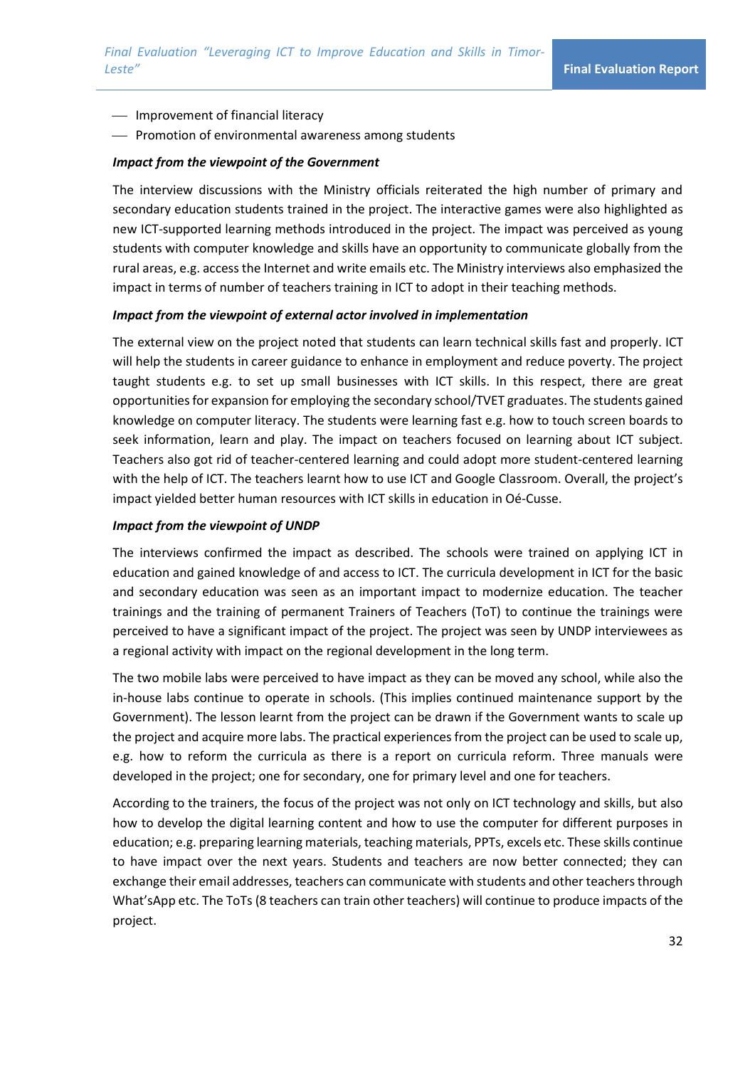- Improvement of financial literacy
- Promotion of environmental awareness among students

***Impact from the viewpoint of the Government***

The interview discussions with the Ministry officials reiterated the high number of primary and secondary education students trained in the project. The interactive games were also highlighted as new ICT-supported learning methods introduced in the project. The impact was perceived as young students with computer knowledge and skills have an opportunity to communicate globally from the rural areas, e.g. access the Internet and write emails etc. The Ministry interviews also emphasized the impact in terms of number of teachers training in ICT to adopt in their teaching methods.

***Impact from the viewpoint of external actor involved in implementation***

The external view on the project noted that students can learn technical skills fast and properly. ICT will help the students in career guidance to enhance in employment and reduce poverty. The project taught students e.g. to set up small businesses with ICT skills. In this respect, there are great opportunities for expansion for employing the secondary school/TVET graduates. The students gained knowledge on computer literacy. The students were learning fast e.g. how to touch screen boards to seek information, learn and play. The impact on teachers focused on learning about ICT subject. Teachers also got rid of teacher-centered learning and could adopt more student-centered learning with the help of ICT. The teachers learnt how to use ICT and Google Classroom. Overall, the project's impact yielded better human resources with ICT skills in education in Oé-Cusse.

***Impact from the viewpoint of UNDP***

The interviews confirmed the impact as described. The schools were trained on applying ICT in education and gained knowledge of and access to ICT. The curricula development in ICT for the basic and secondary education was seen as an important impact to modernize education. The teacher trainings and the training of permanent Trainers of Teachers (ToT) to continue the trainings were perceived to have a significant impact of the project. The project was seen by UNDP interviewees as a regional activity with impact on the regional development in the long term.

The two mobile labs were perceived to have impact as they can be moved any school, while also the in-house labs continue to operate in schools. (This implies continued maintenance support by the Government). The lesson learnt from the project can be drawn if the Government wants to scale up the project and acquire more labs. The practical experiences from the project can be used to scale up, e.g. how to reform the curricula as there is a report on curricula reform. Three manuals were developed in the project; one for secondary, one for primary level and one for teachers.

According to the trainers, the focus of the project was not only on ICT technology and skills, but also how to develop the digital learning content and how to use the computer for different purposes in education; e.g. preparing learning materials, teaching materials, PPTs, excels etc. These skills continue to have impact over the next years. Students and teachers are now better connected; they can exchange their email addresses, teachers can communicate with students and other teachers through What'sApp etc. The ToTs (8 teachers can train other teachers) will continue to produce impacts of the project.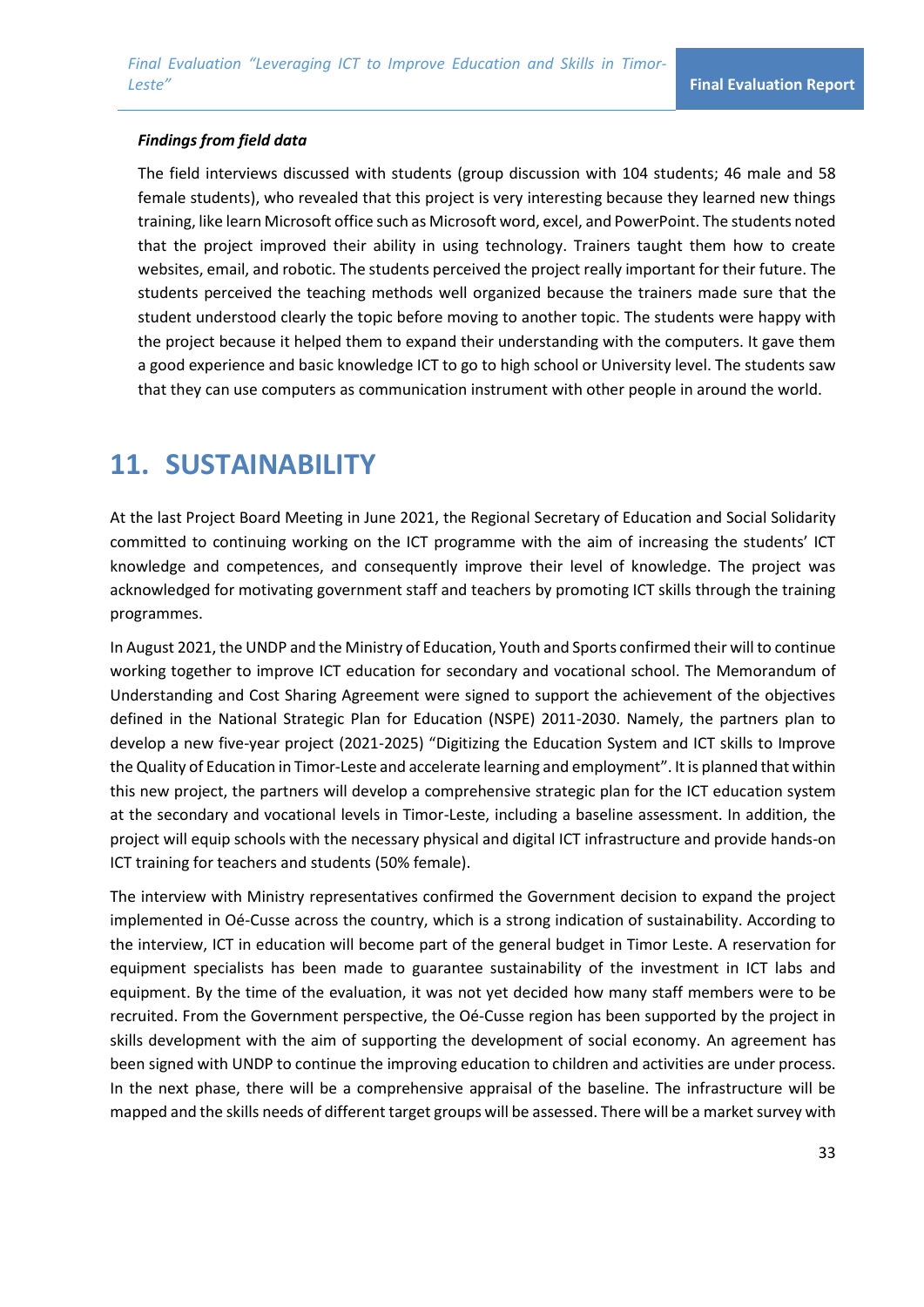***Findings from field data***

The field interviews discussed with students (group discussion with 104 students; 46 male and 58 female students), who revealed that this project is very interesting because they learned new things training, like learn Microsoft office such as Microsoft word, excel, and PowerPoint. The students noted that the project improved their ability in using technology. Trainers taught them how to create websites, email, and robotic. The students perceived the project really important for their future. The students perceived the teaching methods well organized because the trainers made sure that the student understood clearly the topic before moving to another topic. The students were happy with the project because it helped them to expand their understanding with the computers. It gave them a good experience and basic knowledge ICT to go to high school or University level. The students saw that they can use computers as communication instrument with other people in around the world.

# 11. SUSTAINABILITY

At the last Project Board Meeting in June 2021, the Regional Secretary of Education and Social Solidarity committed to continuing working on the ICT programme with the aim of increasing the students' ICT knowledge and competences, and consequently improve their level of knowledge. The project was acknowledged for motivating government staff and teachers by promoting ICT skills through the training programmes.

In August 2021, the UNDP and the Ministry of Education, Youth and Sports confirmed their will to continue working together to improve ICT education for secondary and vocational school. The Memorandum of Understanding and Cost Sharing Agreement were signed to support the achievement of the objectives defined in the National Strategic Plan for Education (NSPE) 2011-2030. Namely, the partners plan to develop a new five-year project (2021-2025) "Digitizing the Education System and ICT skills to Improve the Quality of Education in Timor-Leste and accelerate learning and employment". It is planned that within this new project, the partners will develop a comprehensive strategic plan for the ICT education system at the secondary and vocational levels in Timor-Leste, including a baseline assessment. In addition, the project will equip schools with the necessary physical and digital ICT infrastructure and provide hands-on ICT training for teachers and students (50% female).

The interview with Ministry representatives confirmed the Government decision to expand the project implemented in Oé-Cusse across the country, which is a strong indication of sustainability. According to the interview, ICT in education will become part of the general budget in Timor Leste. A reservation for equipment specialists has been made to guarantee sustainability of the investment in ICT labs and equipment. By the time of the evaluation, it was not yet decided how many staff members were to be recruited. From the Government perspective, the Oé-Cusse region has been supported by the project in skills development with the aim of supporting the development of social economy. An agreement has been signed with UNDP to continue the improving education to children and activities are under process. In the next phase, there will be a comprehensive appraisal of the baseline. The infrastructure will be mapped and the skills needs of different target groups will be assessed. There will be a market survey with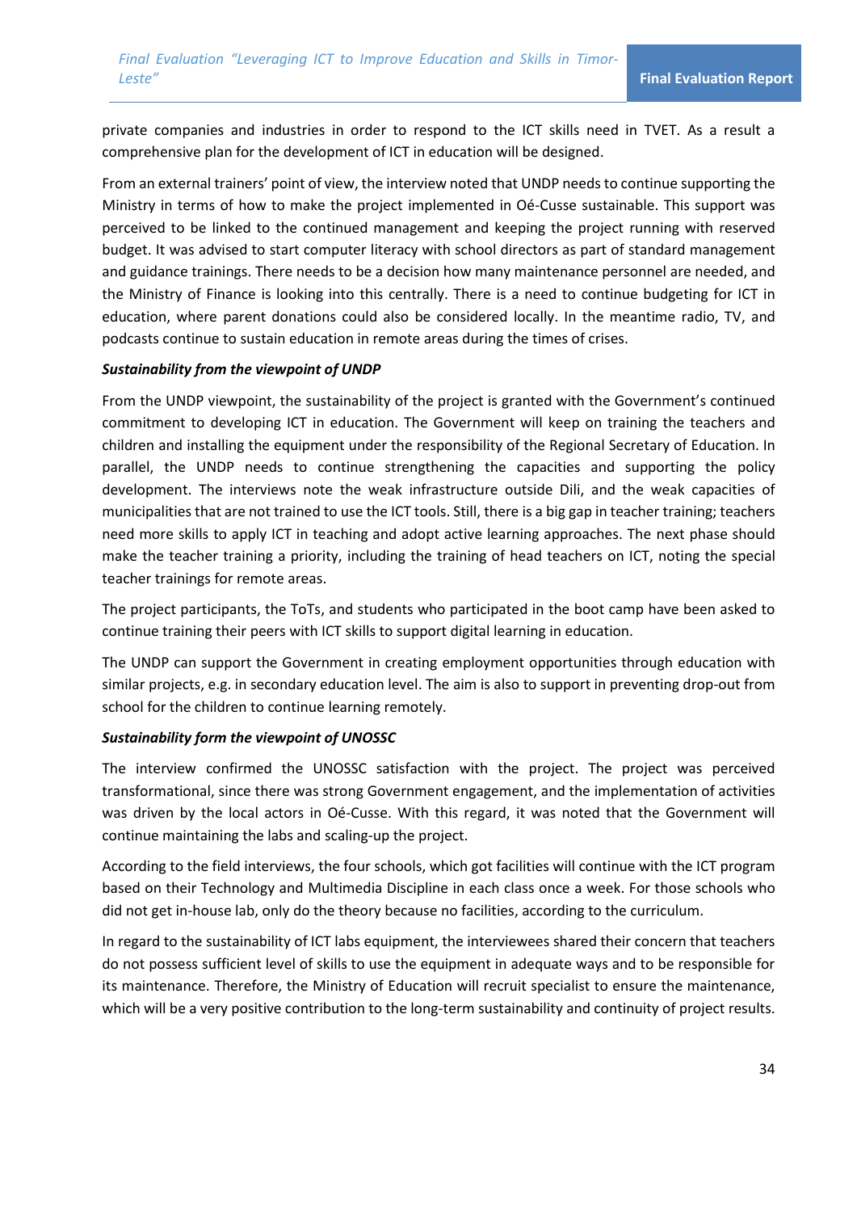private companies and industries in order to respond to the ICT skills need in TVET. As a result a comprehensive plan for the development of ICT in education will be designed.

From an external trainers' point of view, the interview noted that UNDP needs to continue supporting the Ministry in terms of how to make the project implemented in Oé-Cusse sustainable. This support was perceived to be linked to the continued management and keeping the project running with reserved budget. It was advised to start computer literacy with school directors as part of standard management and guidance trainings. There needs to be a decision how many maintenance personnel are needed, and the Ministry of Finance is looking into this centrally. There is a need to continue budgeting for ICT in education, where parent donations could also be considered locally. In the meantime radio, TV, and podcasts continue to sustain education in remote areas during the times of crises.

***Sustainability from the viewpoint of UNDP***

From the UNDP viewpoint, the sustainability of the project is granted with the Government's continued commitment to developing ICT in education. The Government will keep on training the teachers and children and installing the equipment under the responsibility of the Regional Secretary of Education. In parallel, the UNDP needs to continue strengthening the capacities and supporting the policy development. The interviews note the weak infrastructure outside Dili, and the weak capacities of municipalities that are not trained to use the ICT tools. Still, there is a big gap in teacher training; teachers need more skills to apply ICT in teaching and adopt active learning approaches. The next phase should make the teacher training a priority, including the training of head teachers on ICT, noting the special teacher trainings for remote areas.

The project participants, the ToTs, and students who participated in the boot camp have been asked to continue training their peers with ICT skills to support digital learning in education.

The UNDP can support the Government in creating employment opportunities through education with similar projects, e.g. in secondary education level. The aim is also to support in preventing drop-out from school for the children to continue learning remotely.

***Sustainability form the viewpoint of UNOSSC***

The interview confirmed the UNOSSC satisfaction with the project. The project was perceived transformational, since there was strong Government engagement, and the implementation of activities was driven by the local actors in Oé-Cusse. With this regard, it was noted that the Government will continue maintaining the labs and scaling-up the project.

According to the field interviews, the four schools, which got facilities will continue with the ICT program based on their Technology and Multimedia Discipline in each class once a week. For those schools who did not get in-house lab, only do the theory because no facilities, according to the curriculum.

In regard to the sustainability of ICT labs equipment, the interviewees shared their concern that teachers do not possess sufficient level of skills to use the equipment in adequate ways and to be responsible for its maintenance. Therefore, the Ministry of Education will recruit specialist to ensure the maintenance, which will be a very positive contribution to the long-term sustainability and continuity of project results.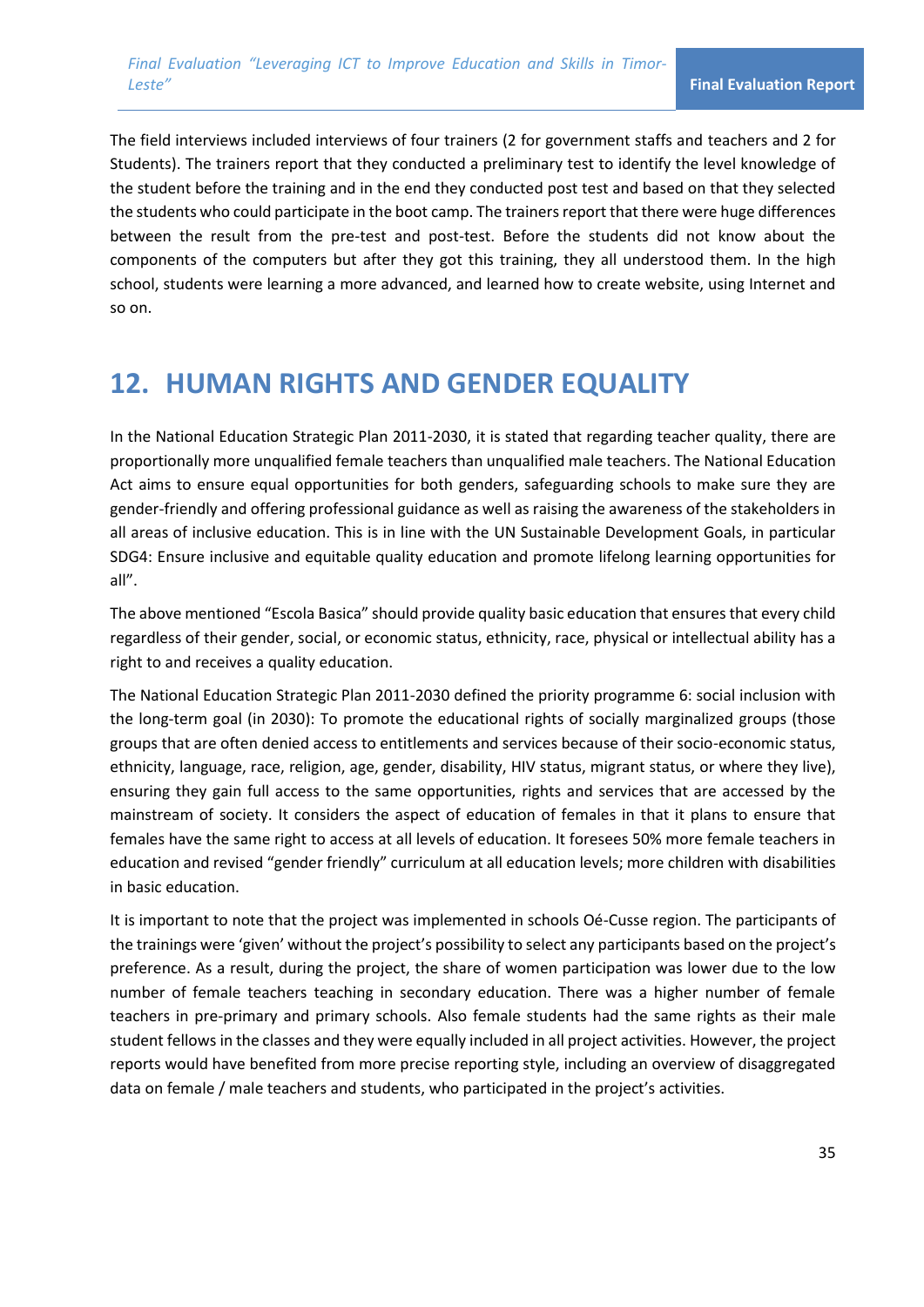The field interviews included interviews of four trainers (2 for government staffs and teachers and 2 for Students). The trainers report that they conducted a preliminary test to identify the level knowledge of the student before the training and in the end they conducted post test and based on that they selected the students who could participate in the boot camp. The trainers report that there were huge differences between the result from the pre-test and post-test. Before the students did not know about the components of the computers but after they got this training, they all understood them. In the high school, students were learning a more advanced, and learned how to create website, using Internet and so on.

# 12. HUMAN RIGHTS AND GENDER EQUALITY

In the National Education Strategic Plan 2011-2030, it is stated that regarding teacher quality, there are proportionally more unqualified female teachers than unqualified male teachers. The National Education Act aims to ensure equal opportunities for both genders, safeguarding schools to make sure they are gender-friendly and offering professional guidance as well as raising the awareness of the stakeholders in all areas of inclusive education. This is in line with the UN Sustainable Development Goals, in particular SDG4: Ensure inclusive and equitable quality education and promote lifelong learning opportunities for all".

The above mentioned "Escola Basica" should provide quality basic education that ensures that every child regardless of their gender, social, or economic status, ethnicity, race, physical or intellectual ability has a right to and receives a quality education.

The National Education Strategic Plan 2011-2030 defined the priority programme 6: social inclusion with the long-term goal (in 2030): To promote the educational rights of socially marginalized groups (those groups that are often denied access to entitlements and services because of their socio-economic status, ethnicity, language, race, religion, age, gender, disability, HIV status, migrant status, or where they live), ensuring they gain full access to the same opportunities, rights and services that are accessed by the mainstream of society. It considers the aspect of education of females in that it plans to ensure that females have the same right to access at all levels of education. It foresees 50% more female teachers in education and revised "gender friendly" curriculum at all education levels; more children with disabilities in basic education.

It is important to note that the project was implemented in schools Oé-Cusse region. The participants of the trainings were 'given' without the project's possibility to select any participants based on the project's preference. As a result, during the project, the share of women participation was lower due to the low number of female teachers teaching in secondary education. There was a higher number of female teachers in pre-primary and primary schools. Also female students had the same rights as their male student fellows in the classes and they were equally included in all project activities. However, the project reports would have benefited from more precise reporting style, including an overview of disaggregated data on female / male teachers and students, who participated in the project's activities.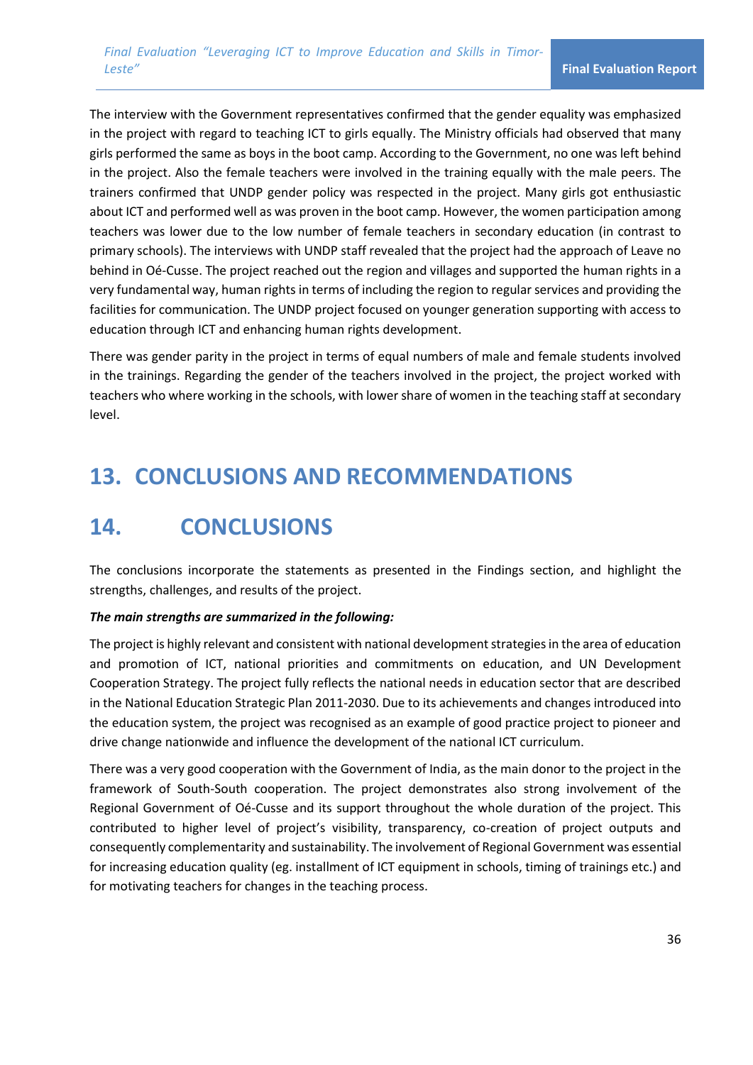The interview with the Government representatives confirmed that the gender equality was emphasized in the project with regard to teaching ICT to girls equally. The Ministry officials had observed that many girls performed the same as boys in the boot camp. According to the Government, no one was left behind in the project. Also the female teachers were involved in the training equally with the male peers. The trainers confirmed that UNDP gender policy was respected in the project. Many girls got enthusiastic about ICT and performed well as was proven in the boot camp. However, the women participation among teachers was lower due to the low number of female teachers in secondary education (in contrast to primary schools). The interviews with UNDP staff revealed that the project had the approach of Leave no behind in Oé-Cusse. The project reached out the region and villages and supported the human rights in a very fundamental way, human rights in terms of including the region to regular services and providing the facilities for communication. The UNDP project focused on younger generation supporting with access to education through ICT and enhancing human rights development.

There was gender parity in the project in terms of equal numbers of male and female students involved in the trainings. Regarding the gender of the teachers involved in the project, the project worked with teachers who where working in the schools, with lower share of women in the teaching staff at secondary level.

# 13. CONCLUSIONS AND RECOMMENDATIONS

# 14. CONCLUSIONS

The conclusions incorporate the statements as presented in the Findings section, and highlight the strengths, challenges, and results of the project.

***The main strengths are summarized in the following:***

The project is highly relevant and consistent with national development strategies in the area of education and promotion of ICT, national priorities and commitments on education, and UN Development Cooperation Strategy. The project fully reflects the national needs in education sector that are described in the National Education Strategic Plan 2011-2030. Due to its achievements and changes introduced into the education system, the project was recognised as an example of good practice project to pioneer and drive change nationwide and influence the development of the national ICT curriculum.

There was a very good cooperation with the Government of India, as the main donor to the project in the framework of South-South cooperation. The project demonstrates also strong involvement of the Regional Government of Oé-Cusse and its support throughout the whole duration of the project. This contributed to higher level of project's visibility, transparency, co-creation of project outputs and consequently complementarity and sustainability. The involvement of Regional Government was essential for increasing education quality (eg. installment of ICT equipment in schools, timing of trainings etc.) and for motivating teachers for changes in the teaching process.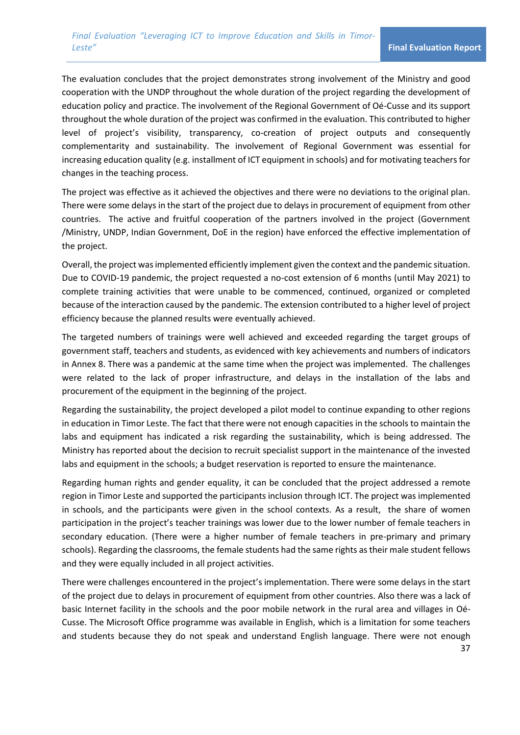The evaluation concludes that the project demonstrates strong involvement of the Ministry and good cooperation with the UNDP throughout the whole duration of the project regarding the development of education policy and practice. The involvement of the Regional Government of Oé-Cusse and its support throughout the whole duration of the project was confirmed in the evaluation. This contributed to higher level of project's visibility, transparency, co-creation of project outputs and consequently complementarity and sustainability. The involvement of Regional Government was essential for increasing education quality (e.g. installment of ICT equipment in schools) and for motivating teachers for changes in the teaching process.

The project was effective as it achieved the objectives and there were no deviations to the original plan. There were some delays in the start of the project due to delays in procurement of equipment from other countries. The active and fruitful cooperation of the partners involved in the project (Government /Ministry, UNDP, Indian Government, DoE in the region) have enforced the effective implementation of the project.

Overall, the project was implemented efficiently implement given the context and the pandemic situation. Due to COVID-19 pandemic, the project requested a no-cost extension of 6 months (until May 2021) to complete training activities that were unable to be commenced, continued, organized or completed because of the interaction caused by the pandemic. The extension contributed to a higher level of project efficiency because the planned results were eventually achieved.

The targeted numbers of trainings were well achieved and exceeded regarding the target groups of government staff, teachers and students, as evidenced with key achievements and numbers of indicators in Annex 8. There was a pandemic at the same time when the project was implemented. The challenges were related to the lack of proper infrastructure, and delays in the installation of the labs and procurement of the equipment in the beginning of the project.

Regarding the sustainability, the project developed a pilot model to continue expanding to other regions in education in Timor Leste. The fact that there were not enough capacities in the schools to maintain the labs and equipment has indicated a risk regarding the sustainability, which is being addressed. The Ministry has reported about the decision to recruit specialist support in the maintenance of the invested labs and equipment in the schools; a budget reservation is reported to ensure the maintenance.

Regarding human rights and gender equality, it can be concluded that the project addressed a remote region in Timor Leste and supported the participants inclusion through ICT. The project was implemented in schools, and the participants were given in the school contexts. As a result, the share of women participation in the project's teacher trainings was lower due to the lower number of female teachers in secondary education. (There were a higher number of female teachers in pre-primary and primary schools). Regarding the classrooms, the female students had the same rights as their male student fellows and they were equally included in all project activities.

There were challenges encountered in the project's implementation. There were some delays in the start of the project due to delays in procurement of equipment from other countries. Also there was a lack of basic Internet facility in the schools and the poor mobile network in the rural area and villages in Oé-Cusse. The Microsoft Office programme was available in English, which is a limitation for some teachers and students because they do not speak and understand English language. There were not enough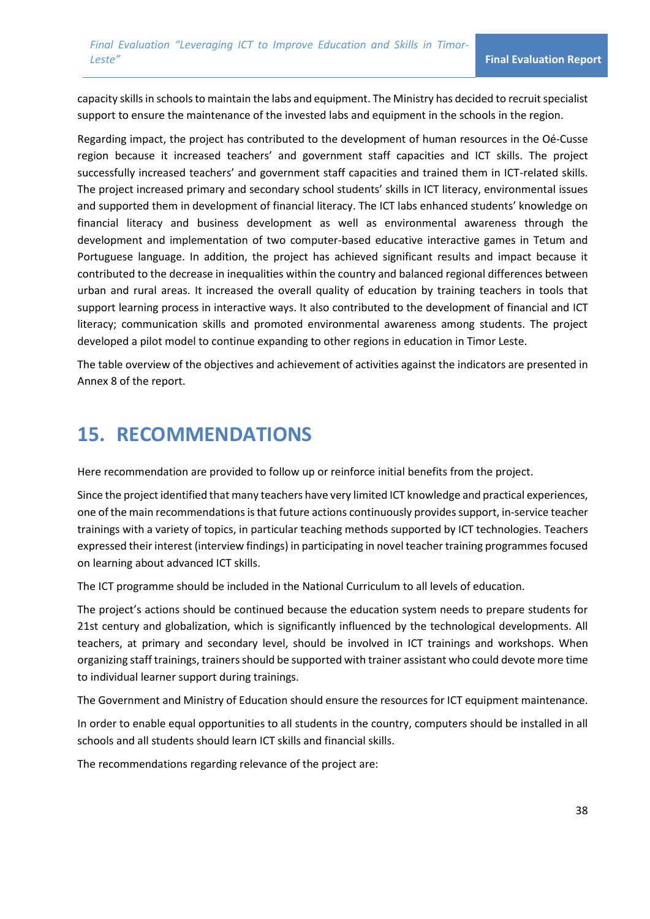capacity skills in schools to maintain the labs and equipment. The Ministry has decided to recruit specialist support to ensure the maintenance of the invested labs and equipment in the schools in the region.

Regarding impact, the project has contributed to the development of human resources in the Oé-Cusse region because it increased teachers' and government staff capacities and ICT skills. The project successfully increased teachers' and government staff capacities and trained them in ICT-related skills. The project increased primary and secondary school students' skills in ICT literacy, environmental issues and supported them in development of financial literacy. The ICT labs enhanced students' knowledge on financial literacy and business development as well as environmental awareness through the development and implementation of two computer-based educative interactive games in Tetum and Portuguese language. In addition, the project has achieved significant results and impact because it contributed to the decrease in inequalities within the country and balanced regional differences between urban and rural areas. It increased the overall quality of education by training teachers in tools that support learning process in interactive ways. It also contributed to the development of financial and ICT literacy; communication skills and promoted environmental awareness among students. The project developed a pilot model to continue expanding to other regions in education in Timor Leste.

The table overview of the objectives and achievement of activities against the indicators are presented in Annex 8 of the report.

# 15. RECOMMENDATIONS

Here recommendation are provided to follow up or reinforce initial benefits from the project.

Since the project identified that many teachers have very limited ICT knowledge and practical experiences, one of the main recommendations is that future actions continuously provides support, in-service teacher trainings with a variety of topics, in particular teaching methods supported by ICT technologies. Teachers expressed their interest (interview findings) in participating in novel teacher training programmes focused on learning about advanced ICT skills.

The ICT programme should be included in the National Curriculum to all levels of education.

The project's actions should be continued because the education system needs to prepare students for 21st century and globalization, which is significantly influenced by the technological developments. All teachers, at primary and secondary level, should be involved in ICT trainings and workshops. When organizing staff trainings, trainers should be supported with trainer assistant who could devote more time to individual learner support during trainings.

The Government and Ministry of Education should ensure the resources for ICT equipment maintenance.

In order to enable equal opportunities to all students in the country, computers should be installed in all schools and all students should learn ICT skills and financial skills.

The recommendations regarding relevance of the project are: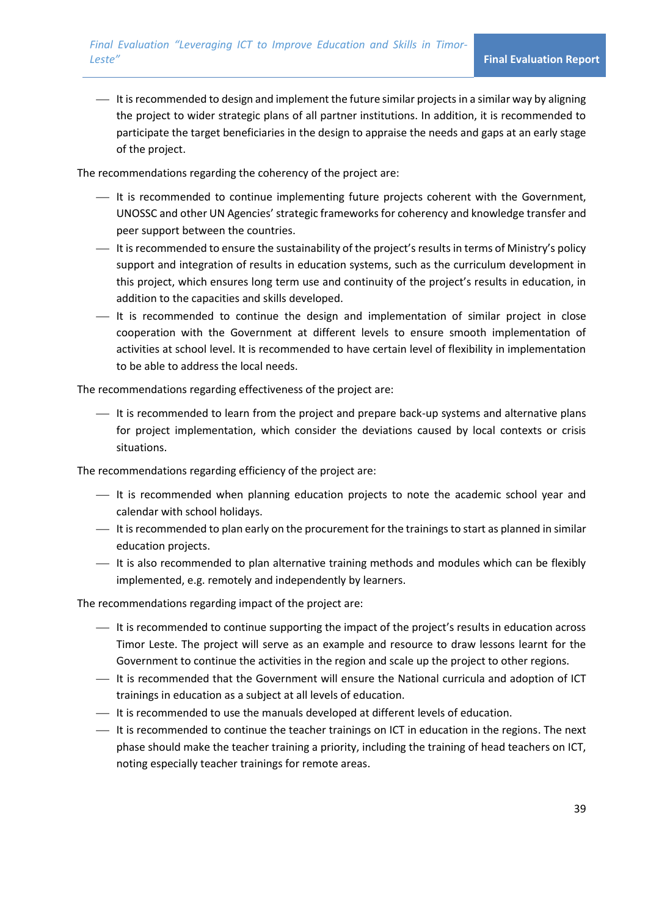- It is recommended to design and implement the future similar projects in a similar way by aligning the project to wider strategic plans of all partner institutions. In addition, it is recommended to participate the target beneficiaries in the design to appraise the needs and gaps at an early stage of the project.

The recommendations regarding the coherency of the project are:

- It is recommended to continue implementing future projects coherent with the Government, UNOSSC and other UN Agencies' strategic frameworks for coherency and knowledge transfer and peer support between the countries.
- It is recommended to ensure the sustainability of the project's results in terms of Ministry's policy support and integration of results in education systems, such as the curriculum development in this project, which ensures long term use and continuity of the project's results in education, in addition to the capacities and skills developed.
- It is recommended to continue the design and implementation of similar project in close cooperation with the Government at different levels to ensure smooth implementation of activities at school level. It is recommended to have certain level of flexibility in implementation to be able to address the local needs.

The recommendations regarding effectiveness of the project are:

- It is recommended to learn from the project and prepare back-up systems and alternative plans for project implementation, which consider the deviations caused by local contexts or crisis situations.

The recommendations regarding efficiency of the project are:

- It is recommended when planning education projects to note the academic school year and calendar with school holidays.
- It is recommended to plan early on the procurement for the trainings to start as planned in similar education projects.
- It is also recommended to plan alternative training methods and modules which can be flexibly implemented, e.g. remotely and independently by learners.

The recommendations regarding impact of the project are:

- It is recommended to continue supporting the impact of the project's results in education across Timor Leste. The project will serve as an example and resource to draw lessons learnt for the Government to continue the activities in the region and scale up the project to other regions.
- It is recommended that the Government will ensure the National curricula and adoption of ICT trainings in education as a subject at all levels of education.
- It is recommended to use the manuals developed at different levels of education.
- It is recommended to continue the teacher trainings on ICT in education in the regions. The next phase should make the teacher training a priority, including the training of head teachers on ICT, noting especially teacher trainings for remote areas.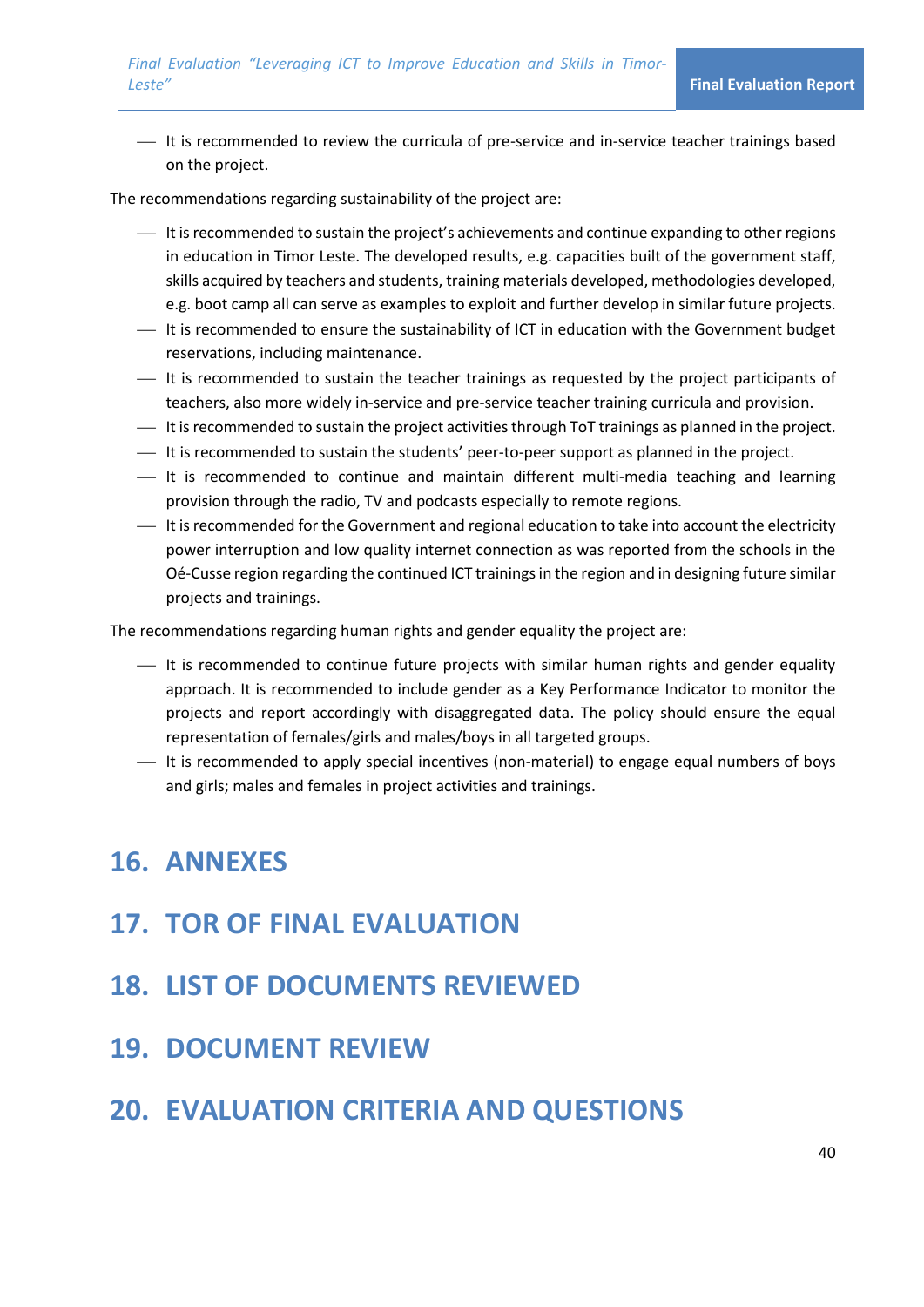- It is recommended to review the curricula of pre-service and in-service teacher trainings based on the project.

The recommendations regarding sustainability of the project are:

- It is recommended to sustain the project's achievements and continue expanding to other regions in education in Timor Leste. The developed results, e.g. capacities built of the government staff, skills acquired by teachers and students, training materials developed, methodologies developed, e.g. boot camp all can serve as examples to exploit and further develop in similar future projects.
- It is recommended to ensure the sustainability of ICT in education with the Government budget reservations, including maintenance.
- It is recommended to sustain the teacher trainings as requested by the project participants of teachers, also more widely in-service and pre-service teacher training curricula and provision.
- It is recommended to sustain the project activities through ToT trainings as planned in the project.
- It is recommended to sustain the students' peer-to-peer support as planned in the project.
- It is recommended to continue and maintain different multi-media teaching and learning provision through the radio, TV and podcasts especially to remote regions.
- It is recommended for the Government and regional education to take into account the electricity power interruption and low quality internet connection as was reported from the schools in the Oé-Cusse region regarding the continued ICT trainings in the region and in designing future similar projects and trainings.

The recommendations regarding human rights and gender equality the project are:

- It is recommended to continue future projects with similar human rights and gender equality approach. It is recommended to include gender as a Key Performance Indicator to monitor the projects and report accordingly with disaggregated data. The policy should ensure the equal representation of females/girls and males/boys in all targeted groups.
- It is recommended to apply special incentives (non-material) to engage equal numbers of boys and girls; males and females in project activities and trainings.

# 16. ANNEXES

# 17. TOR OF FINAL EVALUATION

# 18. LIST OF DOCUMENTS REVIEWED

# 19. DOCUMENT REVIEW

# 20. EVALUATION CRITERIA AND QUESTIONS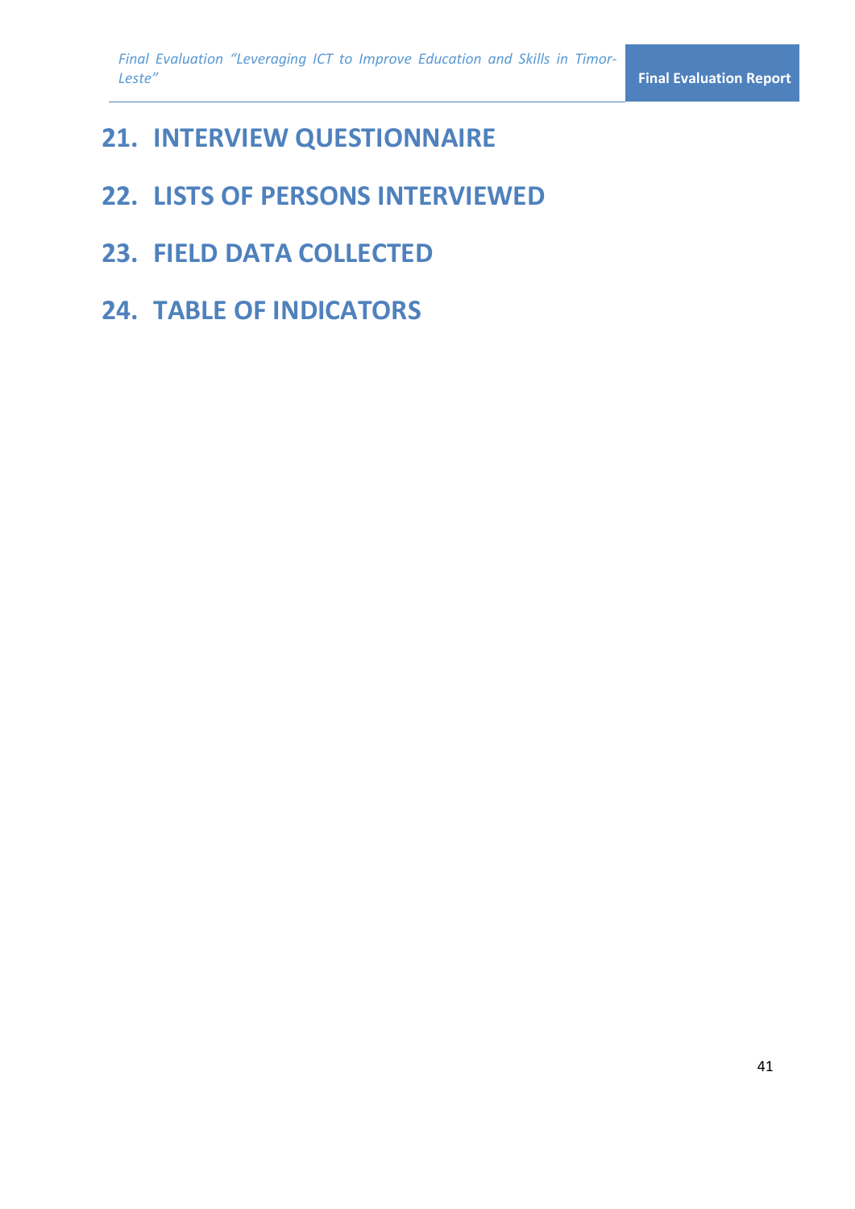# 21. INTERVIEW QUESTIONNAIRE

# 22. LISTS OF PERSONS INTERVIEWED

# 23. FIELD DATA COLLECTED

# 24. TABLE OF INDICATORS